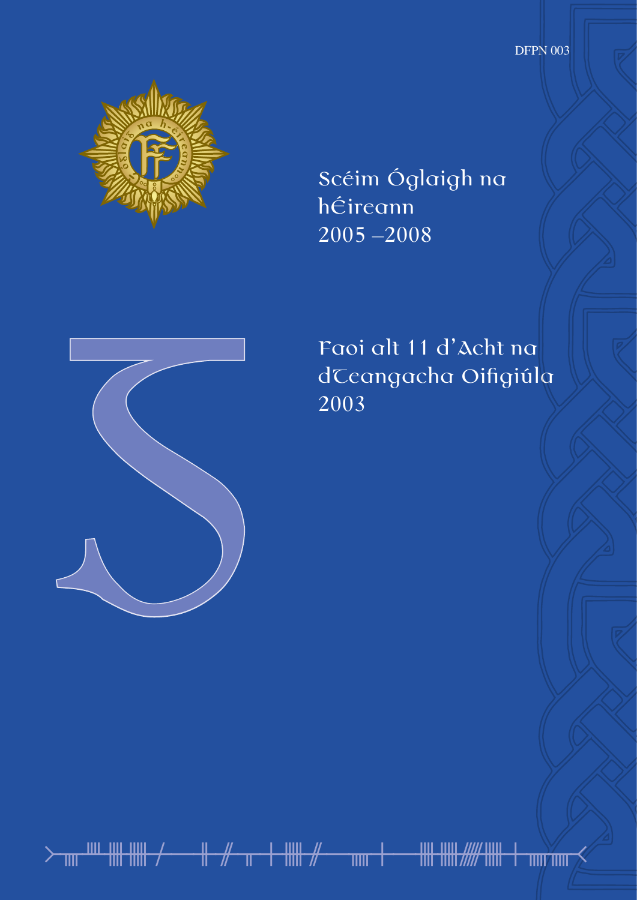DFPN 003

# Scéim Óglaigh na hÉireann 2005 –2008

## Faoi alt 11 d'Acht na dTeangacha Oifigiúla 2003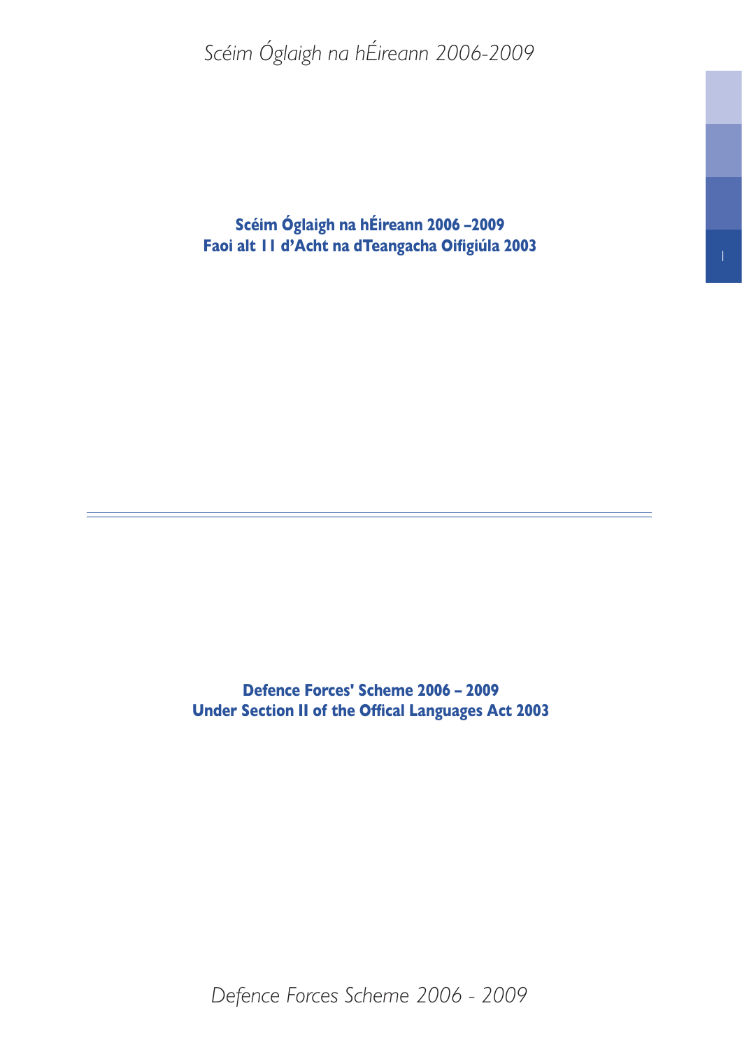**Scéim Óglaigh na hÉireann 2006 –2009**
**Faoi alt 11 d'Acht na dTeangacha Oifigiúla 2003**

---

**Defence Forces' Scheme 2006 – 2009**
**Under Section II of the Offical Languages Act 2003**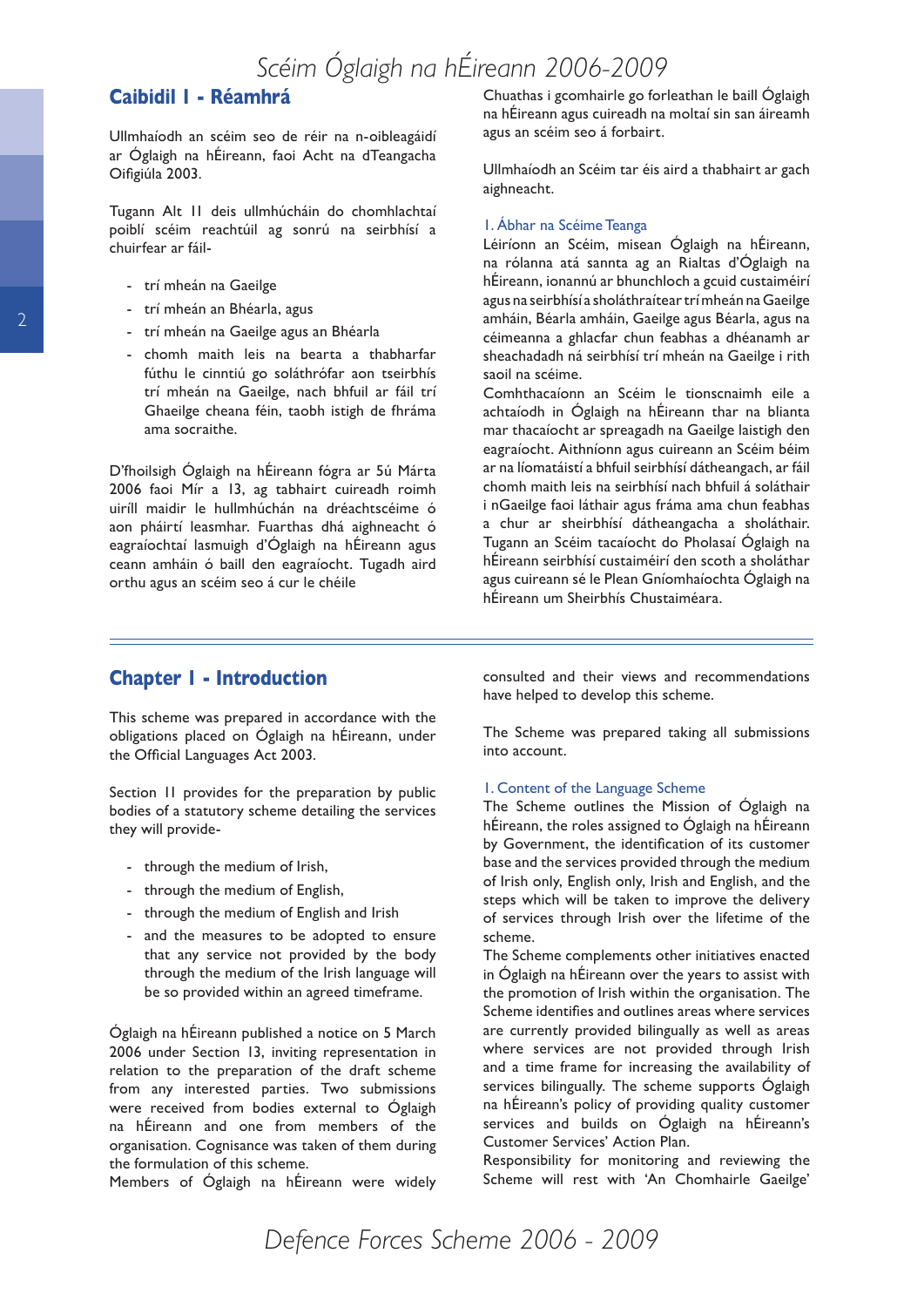## Caibidil 1 - Réamhrá

Ullmhaíodh an scéim seo de réir na n-oibleagáidí ar Óglaigh na hÉireann, faoi Acht na dTeangacha Oifigiúla 2003.

Tugann Alt 11 deis ullmhúcháin do chomhlachtaí poiblí scéim reachtúil ag sonrú na seirbhísí a chuirfear ar fáil-

- trí mheán na Gaeilge
- trí mheán an Bhéarla, agus
- trí mheán na Gaeilge agus an Bhéarla
- chomh maith leis na bearta a thabharfar fúthu le cinntiú go soláthrófar aon tseirbhís trí mheán na Gaeilge, nach bhfuil ar fáil trí Ghaeilge cheana féin, taobh istigh de fhráma ama socraithe.

D'fhoilsigh Óglaigh na hÉireann fógra ar 5ú Márta 2006 faoi Mír a 13, ag tabhairt cuireadh roimh uiríll maidir le hullmhúchán na dréachtscéime ó aon pháirtí leasmhar. Fuarthas dhá aighneacht ó eagraíochtaí lasmuigh d'Óglaigh na hÉireann agus ceann amháin ó baill den eagraíocht. Tugadh aird orthu agus an scéim seo á cur le chéile

Chuathas i gcomhairle go forleathan le baill Óglaigh na hÉireann agus cuireadh na moltaí sin san áireamh agus an scéim seo á forbairt.

Ullmhaíodh an Scéim tar éis aird a thabhairt ar gach aighneacht.

### 1. Ábhar na Scéime Teanga

Léiríonn an Scéim, misean Óglaigh na hÉireann, na rólanna atá sannta ag an Rialtas d'Óglaigh na hÉireann, ionannú ar bhunchloch a gcuid custaiméirí agus na seirbhísí a sholáthraítear trí mheán na Gaeilge amháin, Béarla amháin, Gaeilge agus Béarla, agus na céimeanna a ghlacfar chun feabhas a dhéanamh ar sheachadadh ná seirbhísí trí mheán na Gaeilge i rith saoil na scéime.

Comhthacaíonn an Scéim le tionscnaimh eile a achtaíodh in Óglaigh na hÉireann thar na blianta mar thacaíocht ar spreagadh na Gaeilge laistigh den eagraíocht. Aithníonn agus cuireann an Scéim béim ar na líomatáistí a bhfuil seirbhísí dátheangach, ar fáil chomh maith leis na seirbhísí nach bhfuil á soláthair i nGaeilge faoi láthair agus fráma ama chun feabhas a chur ar sheirbhísí dátheangacha a sholáthair. Tugann an Scéim tacaíocht do Pholasaí Óglaigh na hÉireann seirbhísí custaiméirí den scoth a sholáthar agus cuireann sé le Plean Gníomhaíochta Óglaigh na hÉireann um Sheirbhís Chustaiméara.

---

## Chapter 1 - Introduction

This scheme was prepared in accordance with the obligations placed on Óglaigh na hÉireann, under the Official Languages Act 2003.

Section 11 provides for the preparation by public bodies of a statutory scheme detailing the services they will provide-

- through the medium of Irish,
- through the medium of English,
- through the medium of English and Irish
- and the measures to be adopted to ensure that any service not provided by the body through the medium of the Irish language will be so provided within an agreed timeframe.

Óglaigh na hÉireann published a notice on 5 March 2006 under Section 13, inviting representation in relation to the preparation of the draft scheme from any interested parties. Two submissions were received from bodies external to Óglaigh na hÉireann and one from members of the organisation. Cognisance was taken of them during the formulation of this scheme.

Members of Óglaigh na hÉireann were widely consulted and their views and recommendations have helped to develop this scheme.

The Scheme was prepared taking all submissions into account.

### 1. Content of the Language Scheme

The Scheme outlines the Mission of Óglaigh na hÉireann, the roles assigned to Óglaigh na hÉireann by Government, the identification of its customer base and the services provided through the medium of Irish only, English only, Irish and English, and the steps which will be taken to improve the delivery of services through Irish over the lifetime of the scheme.

The Scheme complements other initiatives enacted in Óglaigh na hÉireann over the years to assist with the promotion of Irish within the organisation. The Scheme identifies and outlines areas where services are currently provided bilingually as well as areas where services are not provided through Irish and a time frame for increasing the availability of services bilingually. The scheme supports Óglaigh na hÉireann's policy of providing quality customer services and builds on Óglaigh na hÉireann's Customer Services' Action Plan.

Responsibility for monitoring and reviewing the Scheme will rest with 'An Chomhairle Gaeilge'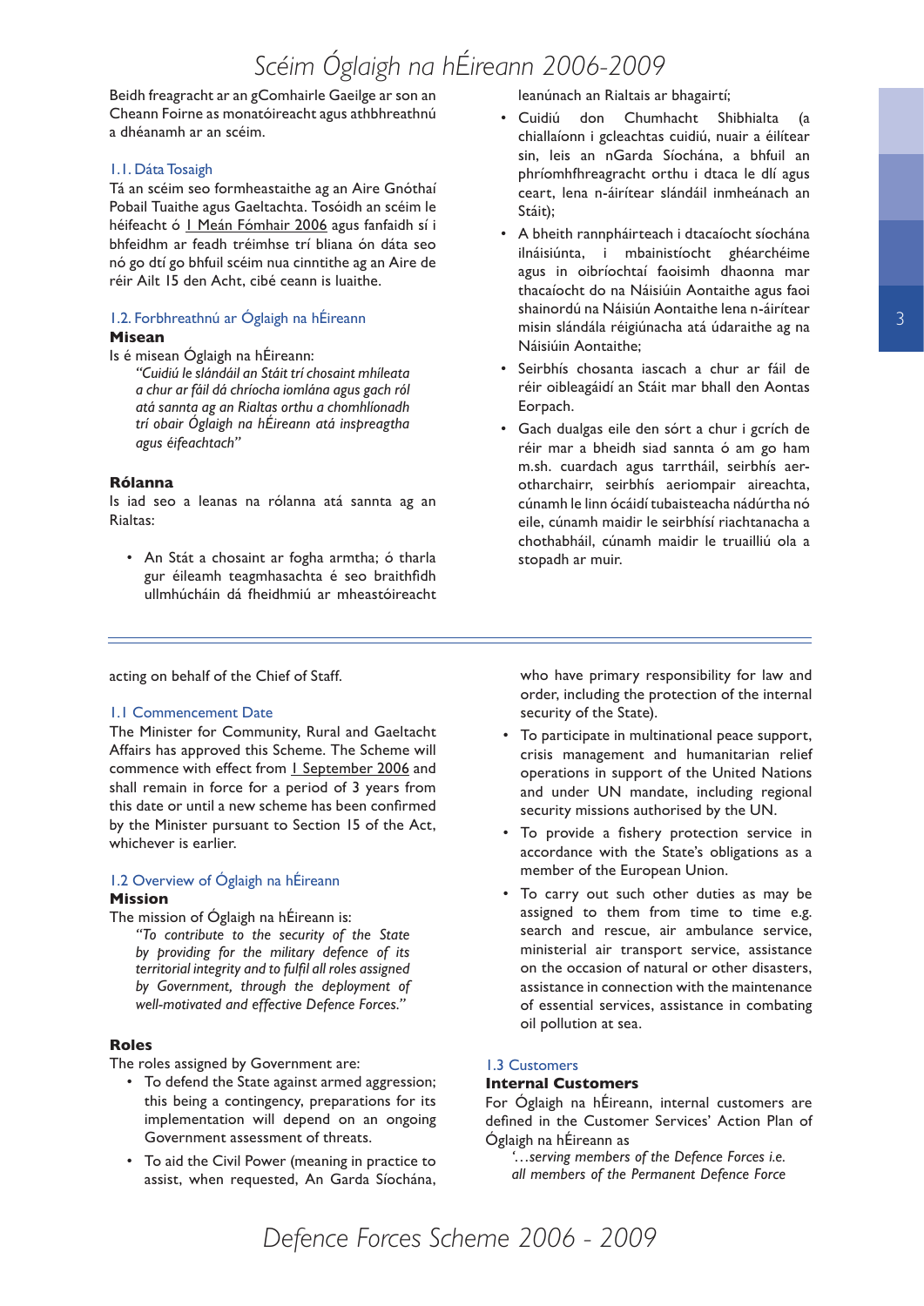Beidh freagracht ar an gComhairle Gaeilge ar son an Cheann Foirne as monatóireacht agus athbhreathnú a dhéanamh ar an scéim.

### 1.1. Dáta Tosaigh

Tá an scéim seo formheastaithe ag an Aire Gnóthaí Pobail Tuaithe agus Gaeltachta. Tosóidh an scéim le héifeacht ó 1 Meán Fómhair 2006 agus fanfaidh sí i bhfeidhm ar feadh tréimhse trí bliana ón dáta seo nó go dtí go bhfuil scéim nua cinntithe ag an Aire de réir Ailt 15 den Acht, cibé ceann is luaithe.

### 1.2. Forbhreathnú ar Óglaigh na hÉireann

**Misean**

Is é misean Óglaigh na hÉireann:

> *"Cuidiú le slándáil an Stáit trí chosaint mhíleata a chur ar fáil dá chríocha iomlána agus gach ról atá sannta ag an Rialtas orthu a chomhlíonadh trí obair Óglaigh na hÉireann atá inspreagtha agus éifeachtach"*

**Rólanna**

Is iad seo a leanas na rólanna atá sannta ag an Rialtas:

- An Stát a chosaint ar fogha armtha; ó tharla gur éileamh teagmhasachta é seo braithfidh ullmhúcháin dá fheidhmiú ar mheastóireacht leanúnach an Rialtais ar bhagairtí;
- Cuidiú don Chumhacht Shibhialta (a chiallaíonn i gcleachtas cuidiú, nuair a éilítear sin, leis an nGarda Síochána, a bhfuil an phríomhfhreagracht orthu i dtaca le dlí agus ceart, lena n-áirítear slándáil inmheánach an Stáit);
- A bheith rannpháirteach i dtacaíocht síochána ilnáisiúnta, i mbainistíocht ghéarchéime agus in oibríochtaí faoisimh dhaonna mar thacaíocht do na Náisiúin Aontaithe agus faoi shainordú na Náisiún Aontaithe lena n-áirítear misin slándála réigiúnacha atá údaraithe ag na Náisiúin Aontaithe;
- Seirbhís chosanta iascach a chur ar fáil de réir oibleagáidí an Stáit mar bhall den Aontas Eorpach.
- Gach dualgas eile den sórt a chur i gcrích de réir mar a bheidh siad sannta ó am go ham m.sh. cuardach agus tarrtháil, seirbhís aer-otharchairr, seirbhís aeriompair aireachta, cúnamh le linn ócáidí tubaisteacha nádúrtha nó eile, cúnamh maidir le seirbhísí riachtanacha a chothabháil, cúnamh maidir le truailliú ola a stopadh ar muir.

---

acting on behalf of the Chief of Staff.

### 1.1 Commencement Date

The Minister for Community, Rural and Gaeltacht Affairs has approved this Scheme. The Scheme will commence with effect from 1 September 2006 and shall remain in force for a period of 3 years from this date or until a new scheme has been confirmed by the Minister pursuant to Section 15 of the Act, whichever is earlier.

### 1.2 Overview of Óglaigh na hÉireann

**Mission**

The mission of Óglaigh na hÉireann is:

> *"To contribute to the security of the State by providing for the military defence of its territorial integrity and to fulfil all roles assigned by Government, through the deployment of well-motivated and effective Defence Forces."*

**Roles**

The roles assigned by Government are:

- To defend the State against armed aggression; this being a contingency, preparations for its implementation will depend on an ongoing Government assessment of threats.
- To aid the Civil Power (meaning in practice to assist, when requested, An Garda Síochána, who have primary responsibility for law and order, including the protection of the internal security of the State).
- To participate in multinational peace support, crisis management and humanitarian relief operations in support of the United Nations and under UN mandate, including regional security missions authorised by the UN.
- To provide a fishery protection service in accordance with the State's obligations as a member of the European Union.
- To carry out such other duties as may be assigned to them from time to time e.g. search and rescue, air ambulance service, ministerial air transport service, assistance on the occasion of natural or other disasters, assistance in connection with the maintenance of essential services, assistance in combating oil pollution at sea.

### 1.3 Customers

**Internal Customers**

For Óglaigh na hÉireann, internal customers are defined in the Customer Services' Action Plan of Óglaigh na hÉireann as

> *'…serving members of the Defence Forces i.e. all members of the Permanent Defence Force*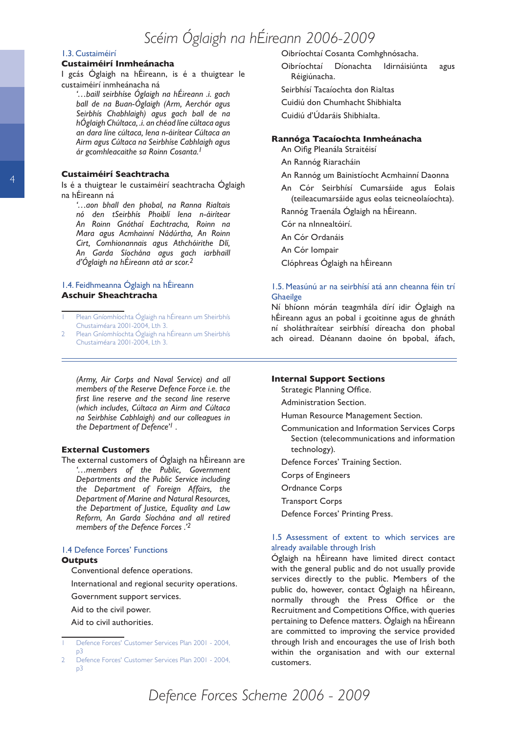### 1.3. Custaiméirí

**Custaiméirí Inmheánacha**

I gcás Óglaigh na hÉireann, is é a thuigtear le custaiméirí inmheánacha ná

> *'…baill seirbhíse Óglaigh na hÉireann .i. gach ball de na Buan-Óglaigh (Arm, Aerchór agus Seirbhís Chabhlaigh) agus gach ball de na hÓglaigh Chúltaca, .i. an chéad líne cúltaca agus an dara líne cúltaca, lena n-áirítear Cúltaca an Airm agus Cúltaca na Seirbhíse Cabhlaigh agus ár gcomhleacaithe sa Roinn Cosanta.*[1]

**Custaiméirí Seachtracha**

Is é a thuigtear le custaiméirí seachtracha Óglaigh na hÉireann ná

> *'…aon bhall den phobal, na Ranna Rialtais nó den tSeirbhís Phoiblí lena n-áirítear An Roinn Gnóthaí Eachtracha, Roinn na Mara agus Acmhainní Nádúrtha, An Roinn Cirt, Comhionannais agus Athchóirithe Dlí, An Garda Síochána agus gach iarbhaill d'Óglaigh na hÉireann atá ar scor.*[2]

### 1.4. Feidhmeanna Óglaigh na hÉireann

**Aschuir Sheachtracha**

Oibríochtaí Cosanta Comhghnósacha.

Oibríochtaí Díonachta Idirnáisiúnta agus Réigiúnacha.

Seirbhísí Tacaíochta don Rialtas

Cuidiú don Chumhacht Shibhialta

Cuidiú d'Údaráis Shibhialta.

**Rannóga Tacaíochta Inmheánacha**

An Oifig Pleanála Straitéisí

An Rannóg Riaracháin

An Rannóg um Bainistíocht Acmhainní Daonna

An Cór Seirbhísí Cumarsáide agus Eolais (teileacumarsáide agus eolas teicneolaíochta).

Rannóg Traenála Óglaigh na hÉireann.

Cór na nInnealtóirí.

An Cór Ordanáis

An Cór Iompair

Clóphreas Óglaigh na hÉireann

### 1.5. Measúnú ar na seirbhísí atá ann cheanna féin trí Ghaeilge

Ní bhíonn mórán teagmhála díreach idir Óglaigh na hÉireann agus an pobal i gcoitinne agus de ghnáth ní sholáthraítear seirbhísí díreacha don phobal ach oiread. Déanann daoine ón bpobal, áfach,

---

1. Plean Gníomhíochta Óglaigh na hÉireann um Sheirbhís Chustaiméara 2001-2004, Lth 3.
2. Plean Gníomhíochta Óglaigh na hÉireann um Sheirbhís Chustaiméara 2001-2004, Lth 3.

---

> *(Army, Air Corps and Naval Service) and all members of the Reserve Defence Force i.e. the first line reserve and the second line reserve (which includes, Cúltaca an Airm and Cúltaca na Seirbhíse Cabhlaigh) and our colleagues in the Department of Defence'*[1] .

**External Customers**

The external customers of Óglaigh na hÉireann are

> *'…members of the Public, Government Departments and the Public Service including the Department of Foreign Affairs, the Department of Marine and Natural Resources, the Department of Justice, Equality and Law Reform, An Garda Síochána and all retired members of the Defence Forces .'*[2]

### 1.4 Defence Forces' Functions

**Outputs**

Conventional defence operations.

International and regional security operations.

Government support services.

Aid to the civil power.

Aid to civil authorities.

**Internal Support Sections**

Strategic Planning Office.

Administration Section.

Human Resource Management Section.

Communication and Information Services Corps Section (telecommunications and information technology).

Defence Forces' Training Section.

Corps of Engineers

Ordnance Corps

Transport Corps

Defence Forces' Printing Press.

### 1.5 Assessment of extent to which services are already available through Irish

Óglaigh na hÉireann have limited direct contact with the general public and do not usually provide services directly to the public. Members of the public do, however, contact Óglaigh na hÉireann, normally through the Press Office or the Recruitment and Competitions Office, with queries pertaining to Defence matters. Óglaigh na hÉireann are committed to improving the service provided through Irish and encourages the use of Irish both within the organisation and with our external customers.

---

1. Defence Forces' Customer Services Plan 2001 - 2004, p3
2. Defence Forces' Customer Services Plan 2001 - 2004, p3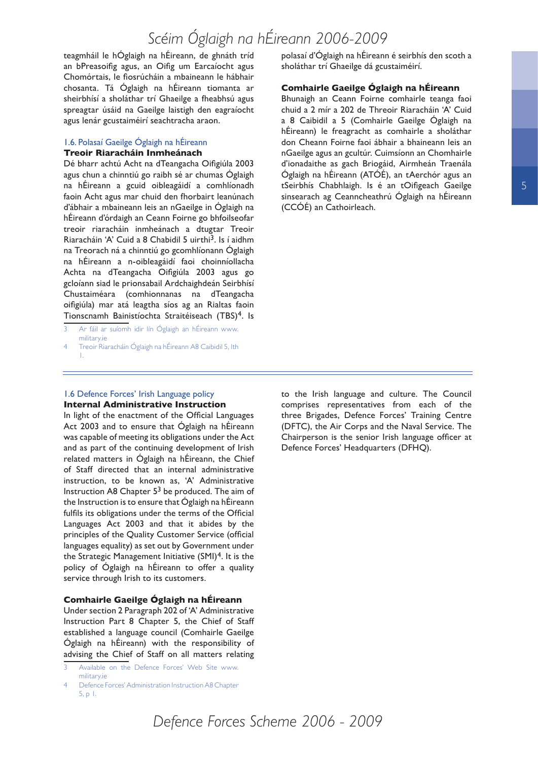teagmháil le hÓglaigh na hÉireann, de ghnáth tríd an bPreasoifig agus, an Oifig um Earcaíocht agus Chomórtais, le fiosrúcháin a mbaineann le hábhair chosanta. Tá Óglaigh na hÉireann tiomanta ar sheirbhísí a sholáthar trí Ghaeilge a fheabhsú agus spreagtar úsáid na Gaeilge laistigh den eagraíocht agus lenár gcustaiméirí seachtracha araon.

### 1.6. Polasaí Gaeilge Óglaigh na hÉireann

**Treoir Riaracháin Inmheánach**

Dé bharr achtú Acht na dTeangacha Oifigiúla 2003 agus chun a chinntiú go raibh sé ar chumas Óglaigh na hÉireann a gcuid oibleagáidí a comhlíonadh faoin Acht agus mar chuid den fhorbairt leanúnach d'ábhair a mbaineann leis an nGaeilge in Óglaigh na hÉireann d'órdaigh an Ceann Foirne go bhfoilseofar treoir riaracháin inmheánach a dtugtar Treoir Riaracháin 'A' Cuid a 8 Chabidil 5 uirthi[3]. Is í aidhm na Treorach ná a chinntiú go gcomhlíonann Óglaigh na hÉireann a n-oibleagáidí faoi choinníollacha Achta na dTeangacha Oifigiúla 2003 agus go gcloíann siad le prionsabail Ardchaighdeán Seirbhísí Chustaiméara (comhionnanas na dTeangacha oifigiúla) mar atá leagtha síos ag an Rialtas faoin Tionscnamh Bainistíochta Straitéiseach (TBS)[4]. Is polasaí d'Óglaigh na hÉireann é seirbhís den scoth a sholáthar trí Ghaeilge dá gcustaiméirí.

**Comhairle Gaeilge Óglaigh na hÉireann**

Bhunaigh an Ceann Foirne comhairle teanga faoi chuid a 2 mír a 202 de Threoir Riaracháin 'A' Cuid a 8 Caibidil a 5 (Comhairle Gaeilge Óglaigh na hÉireann) le freagracht as comhairle a sholáthar don Cheann Foirne faoi ábhair a bhaineann leis an nGaeilge agus an gcultúr. Cuimsíonn an Chomhairle d'ionadaithe as gach Briogáid, Airmheán Traenála Óglaigh na hÉireann (ATÓÉ), an tAerchór agus an tSeirbhís Chabhlaigh. Is é an tOifigeach Gaeilge sinsearach ag Ceanncheathrú Óglaigh na hÉireann (CCÓÉ) an Cathoirleach.

3 Ar fáil ar suíomh idir lín Óglaigh an hÉireann www.military.ie

4 Treoir Riaracháin Óglaigh na hÉireann A8 Caibidil 5, lth 1.

---

### 1.6 Defence Forces' Irish Language policy

**Internal Administrative Instruction**

In light of the enactment of the Official Languages Act 2003 and to ensure that Óglaigh na hÉireann was capable of meeting its obligations under the Act and as part of the continuing development of Irish related matters in Óglaigh na hÉireann, the Chief of Staff directed that an internal administrative instruction, to be known as, 'A' Administrative Instruction A8 Chapter 5[3] be produced. The aim of the Instruction is to ensure that Óglaigh na hÉireann fulfils its obligations under the terms of the Official Languages Act 2003 and that it abides by the principles of the Quality Customer Service (official languages equality) as set out by Government under the Strategic Management Initiative (SMI)[4]. It is the policy of Óglaigh na hÉireann to offer a quality service through Irish to its customers.

**Comhairle Gaeilge Óglaigh na hÉireann**

Under section 2 Paragraph 202 of 'A' Administrative Instruction Part 8 Chapter 5, the Chief of Staff established a language council (Comhairle Gaeilge Óglaigh na hÉireann) with the responsibility of advising the Chief of Staff on all matters relating to the Irish language and culture. The Council comprises representatives from each of the three Brigades, Defence Forces' Training Centre (DFTC), the Air Corps and the Naval Service. The Chairperson is the senior Irish language officer at Defence Forces' Headquarters (DFHQ).

3 Available on the Defence Forces' Web Site www.military.ie

4 Defence Forces' Administration Instruction A8 Chapter 5, p 1.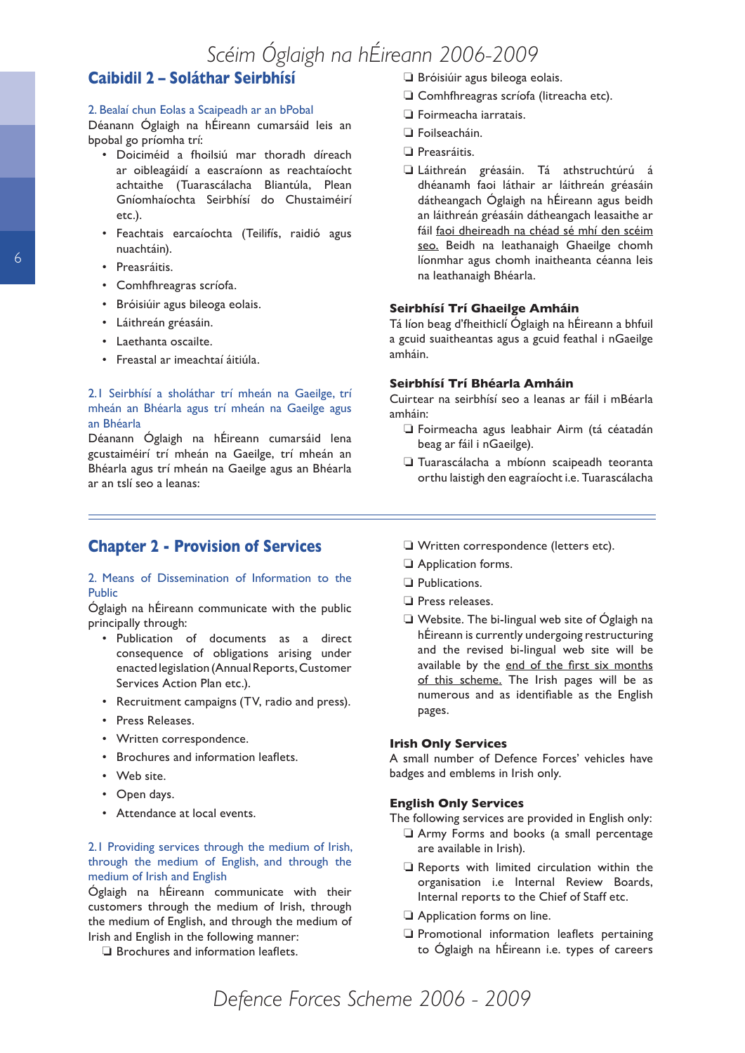## Caibidil 2 – Soláthar Seirbhísí

### 2. Bealaí chun Eolas a Scaipeadh ar an bPobal

Déanann Óglaigh na hÉireann cumarsáid leis an bpobal go príomha trí:

- Doiciméid a fhoilsiú mar thoradh díreach ar oibleagáidí a eascraíonn as reachtaíocht achtaithe (Tuarascálacha Bliantúla, Plean Gníomhaíochta Seirbhísí do Chustaiméirí etc.).
- Feachtais earcaíochta (Teilifís, raidió agus nuachtáin).
- Preasráitis.
- Comhfhreagras scríofa.
- Bróisiúir agus bileoga eolais.
- Láithreán gréasáin.
- Laethanta oscailte.
- Freastal ar imeachtaí áitiúla.

### 2.1 Seirbhísí a sholáthar trí mheán na Gaeilge, trí mheán an Bhéarla agus trí mheán na Gaeilge agus an Bhéarla

Déanann Óglaigh na hÉireann cumarsáid lena gcustaiméirí trí mheán na Gaeilge, trí mheán an Bhéarla agus trí mheán na Gaeilge agus an Bhéarla ar an tslí seo a leanas:

- ❑ Bróisiúir agus bileoga eolais.
- ❑ Comhfhreagras scríofa (litreacha etc).
- ❑ Foirmeacha iarratais.
- ❑ Foilseacháin.
- ❑ Preasráitis.
- ❑ Láithreán gréasáin. Tá athstruchtúrú á dhéanamh faoi láthair ar láithreán gréasáin dátheangach Óglaigh na hÉireann agus beidh an láithreán gréasáin dátheangach leasaithe ar fáil <u>faoi dheireadh na chéad sé mhí den scéim seo.</u> Beidh na leathanaigh Ghaeilge chomh líonmhar agus chomh inaitheanta céanna leis na leathanaigh Bhéarla.

### Seirbhísí Trí Ghaeilge Amháin

Tá líon beag d'fheithiclí Óglaigh na hÉireann a bhfuil a gcuid suaitheantas agus a gcuid feathal i nGaeilge amháin.

### Seirbhísí Trí Bhéarla Amháin

Cuirtear na seirbhísí seo a leanas ar fáil i mBéarla amháin:

- ❑ Foirmeacha agus leabhair Airm (tá céatadán beag ar fáil i nGaeilge).
- ❑ Tuarascálacha a mbíonn scaipeadh teoranta orthu laistigh den eagraíocht i.e. Tuarascálacha

---

## Chapter 2 - Provision of Services

### 2. Means of Dissemination of Information to the Public

Óglaigh na hÉireann communicate with the public principally through:

- Publication of documents as a direct consequence of obligations arising under enacted legislation (Annual Reports, Customer Services Action Plan etc.).
- Recruitment campaigns (TV, radio and press).
- Press Releases.
- Written correspondence.
- Brochures and information leaflets.
- Web site.
- Open days.
- Attendance at local events.

### 2.1 Providing services through the medium of Irish, through the medium of English, and through the medium of Irish and English

Óglaigh na hÉireann communicate with their customers through the medium of Irish, through the medium of English, and through the medium of Irish and English in the following manner:

- ❑ Brochures and information leaflets.
- ❑ Written correspondence (letters etc).
- ❑ Application forms.
- ❑ Publications.
- ❑ Press releases.
- ❑ Website. The bi-lingual web site of Óglaigh na hÉireann is currently undergoing restructuring and the revised bi-lingual web site will be available by the <u>end of the first six months of this scheme.</u> The Irish pages will be as numerous and as identifiable as the English pages.

### Irish Only Services

A small number of Defence Forces' vehicles have badges and emblems in Irish only.

### English Only Services

The following services are provided in English only:

- ❑ Army Forms and books (a small percentage are available in Irish).
- ❑ Reports with limited circulation within the organisation i.e Internal Review Boards, Internal reports to the Chief of Staff etc.
- ❑ Application forms on line.
- ❑ Promotional information leaflets pertaining to Óglaigh na hÉireann i.e. types of careers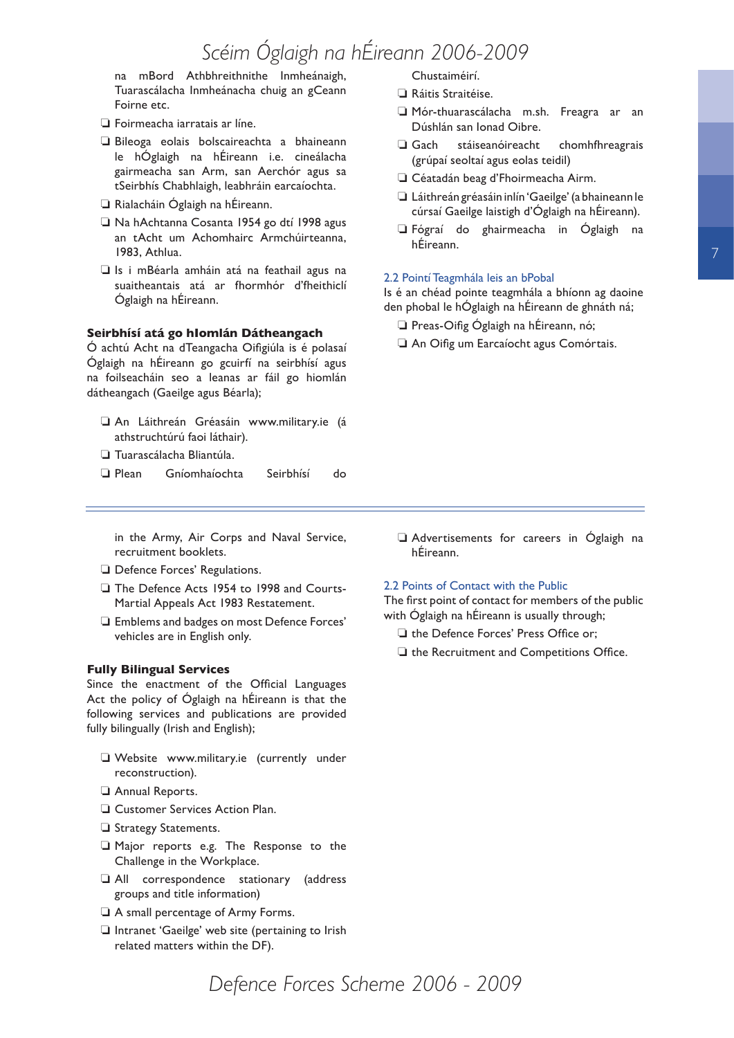na mBord Athbhreithnithe Inmheánaigh, Tuarascálacha Inmheánacha chuig an gCeann Foirne etc.

- Foirmeacha iarratais ar líne.
- Bileoga eolais bolscaireachta a bhaineann le hÓglaigh na hÉireann i.e. cineálacha gairmeacha san Arm, san Aerchór agus sa tSeirbhís Chabhlaigh, leabhráin earcaíochta.
- Rialacháin Óglaigh na hÉireann.
- Na hAchtanna Cosanta 1954 go dtí 1998 agus an tAcht um Achomhairc Armchúirteanna, 1983, Athlua.
- Is i mBéarla amháin atá na feathail agus na suaitheantais atá ar fhormhór d'fheithiclí Óglaigh na hÉireann.

**Seirbhísí atá go hIomlán Dátheangach**

Ó achtú Acht na dTeangacha Oifigiúla is é polasaí Óglaigh na hÉireann go gcuirfí na seirbhísí agus na foilseacháin seo a leanas ar fáil go hiomlán dátheangach (Gaeilge agus Béarla);

- An Láithreán Gréasáin www.military.ie (á athstruchtúrú faoi láthair).
- Tuarascálacha Bliantúla.
- Plean Gníomhaíochta Seirbhísí do Chustaiméirí.
- Ráitis Straitéise.
- Mór-thuarascálacha m.sh. Freagra ar an Dúshlán san Ionad Oibre.
- Gach stáiseanóireacht chomhfhreagrais (grúpaí seoltaí agus eolas teidil)
- Céatadán beag d'Fhoirmeacha Airm.
- Láithreán gréasáin inlín 'Gaeilge' (a bhaineann le cúrsaí Gaeilge laistigh d'Óglaigh na hÉireann).
- Fógraí do ghairmeacha in Óglaigh na hÉireann.

## 2.2 Pointí Teagmhála leis an bPobal

Is é an chéad pointe teagmhála a bhíonn ag daoine den phobal le hÓglaigh na hÉireann de ghnáth ná;

- Preas-Oifig Óglaigh na hÉireann, nó;
- An Oifig um Earcaíocht agus Comórtais.

---

in the Army, Air Corps and Naval Service, recruitment booklets.

- Defence Forces' Regulations.
- The Defence Acts 1954 to 1998 and Courts-Martial Appeals Act 1983 Restatement.
- Emblems and badges on most Defence Forces' vehicles are in English only.

**Fully Bilingual Services**

Since the enactment of the Official Languages Act the policy of Óglaigh na hÉireann is that the following services and publications are provided fully bilingually (Irish and English);

- Website www.military.ie (currently under reconstruction).
- Annual Reports.
- Customer Services Action Plan.
- Strategy Statements.
- Major reports e.g. The Response to the Challenge in the Workplace.
- All correspondence stationary (address groups and title information)
- A small percentage of Army Forms.
- Intranet 'Gaeilge' web site (pertaining to Irish related matters within the DF).
- Advertisements for careers in Óglaigh na hÉireann.

## 2.2 Points of Contact with the Public

The first point of contact for members of the public with Óglaigh na hÉireann is usually through;

- the Defence Forces' Press Office or;
- the Recruitment and Competitions Office.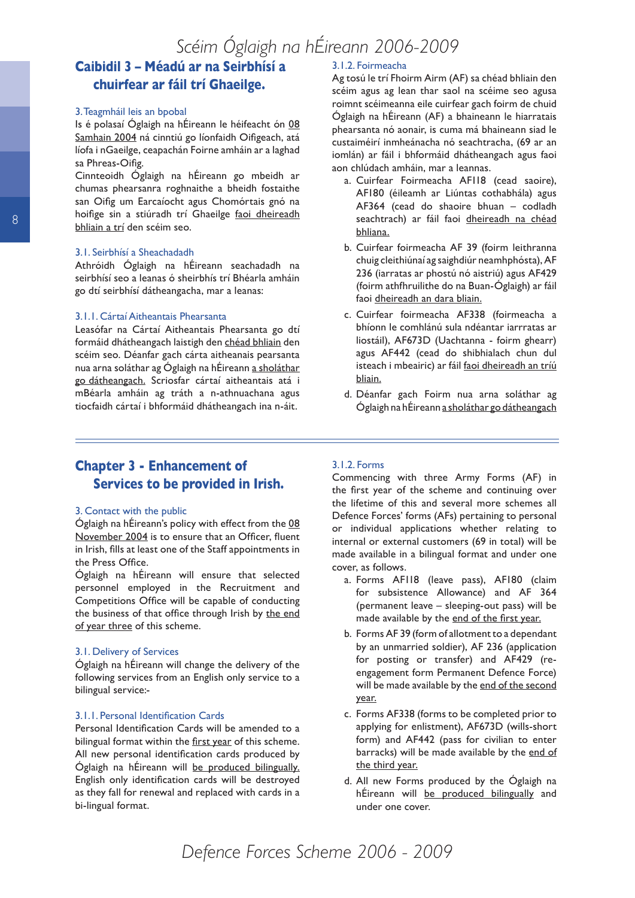## Caibidil 3 – Méadú ar na Seirbhísí a chuirfear ar fáil trí Ghaeilge.

### 3. Teagmháil leis an bpobal

Is é polasaí Óglaigh na hÉireann le héifeacht ón <u>08 Samhain 2004</u> ná cinntiú go líonfaidh Oifigeach, atá líofa i nGaeilge, ceapachán Foirne amháin ar a laghad sa Phreas-Oifig.

Cinnteoidh Óglaigh na hÉireann go mbeidh ar chumas phearsanra roghnaithe a bheidh fostaithe san Oifig um Earcaíocht agus Chomórtais gnó na hoifige sin a stiúradh trí Ghaeilge <u>faoi dheireadh bhliain a trí</u> den scéim seo.

### 3.1. Seirbhísí a Sheachadadh

Athróidh Óglaigh na hÉireann seachadadh na seirbhísí seo a leanas ó sheirbhís trí Bhéarla amháin go dtí seirbhísí dátheangacha, mar a leanas:

#### 3.1.1. Cártaí Aitheantais Phearsanta

Leasófar na Cártaí Aitheantais Phearsanta go dtí formáid dhátheangach laistigh den <u>chéad bhliain</u> den scéim seo. Déanfar gach cárta aitheanais pearsanta nua arna soláthar ag Óglaigh na hÉireann <u>a sholáthar go dátheangach.</u> Scriosfar cártaí aitheantais atá i mBéarla amháin ag tráth a n-athnuachana agus tiocfaidh cártaí i bhformáid dhátheangach ina n-áit.

#### 3.1.2. Foirmeacha

Ag tosú le trí Fhoirm Airm (AF) sa chéad bhliain den scéim agus ag lean thar saol na scéime seo agusa roimnt scéimeanna eile cuirfear gach foirm de chuid Óglaigh na hÉireann (AF) a bhaineann le hiarratais phearsanta nó aonair, is cuma má bhaineann siad le custaiméirí inmheánacha nó seachtracha, (69 ar an iomlán) ar fáil i bhformáid dhátheangach agus faoi aon chlúdach amháin, mar a leannas.

a. Cuirfear Foirmeacha AFI18 (cead saoire), AFI80 (éileamh ar Liúntas cothabhála) agus AF364 (cead do shaoire bhuan – codladh seachtrach) ar fáil faoi <u>dheireadh na chéad bhliana.</u>

b. Cuirfear foirmeacha AF 39 (foirm leithranna chuig cleithiúnaí ag saighdiúr neamhphósta), AF 236 (iarratas ar phostú nó aistriú) agus AF429 (foirm athfhruilithe do na Buan-Óglaigh) ar fáil faoi <u>dheireadh an dara bliain.</u>

c. Cuirfear foirmeacha AF338 (foirmeacha a bhíonn le comhlánú sula ndéantar iarrratas ar liostáil), AF673D (Uachtanna - foirm ghearr) agus AF442 (cead do shibhialach chun dul isteach i mbeairic) ar fáil <u>faoi dheireadh an tríú bliain.</u>

d. Déanfar gach Foirm nua arna soláthar ag Óglaigh na hÉireann <u>a sholáthar go dátheangach</u>

---

## Chapter 3 - Enhancement of Services to be provided in Irish.

### 3. Contact with the public

Óglaigh na hÉireann's policy with effect from the <u>08 November 2004</u> is to ensure that an Officer, fluent in Irish, fills at least one of the Staff appointments in the Press Office.

Óglaigh na hÉireann will ensure that selected personnel employed in the Recruitment and Competitions Office will be capable of conducting the business of that office through Irish by <u>the end of year three</u> of this scheme.

### 3.1. Delivery of Services

Óglaigh na hÉireann will change the delivery of the following services from an English only service to a bilingual service:-

#### 3.1.1. Personal Identification Cards

Personal Identification Cards will be amended to a bilingual format within the <u>first year</u> of this scheme. All new personal identification cards produced by Óglaigh na hÉireann will <u>be produced bilingually.</u> English only identification cards will be destroyed as they fall for renewal and replaced with cards in a bi-lingual format.

#### 3.1.2. Forms

Commencing with three Army Forms (AF) in the first year of the scheme and continuing over the lifetime of this and several more schemes all Defence Forces' forms (AFs) pertaining to personal or individual applications whether relating to internal or external customers (69 in total) will be made available in a bilingual format and under one cover, as follows.

a. Forms AFI18 (leave pass), AFI80 (claim for subsistence Allowance) and AF 364 (permanent leave – sleeping-out pass) will be made available by the <u>end of the first year.</u>

b. Forms AF 39 (form of allotment to a dependant by an unmarried soldier), AF 236 (application for posting or transfer) and AF429 (re-engagement form Permanent Defence Force) will be made available by the <u>end of the second year.</u>

c. Forms AF338 (forms to be completed prior to applying for enlistment), AF673D (wills-short form) and AF442 (pass for civilian to enter barracks) will be made available by the <u>end of the third year.</u>

d. All new Forms produced by the Óglaigh na hÉireann will <u>be produced bilingually</u> and under one cover.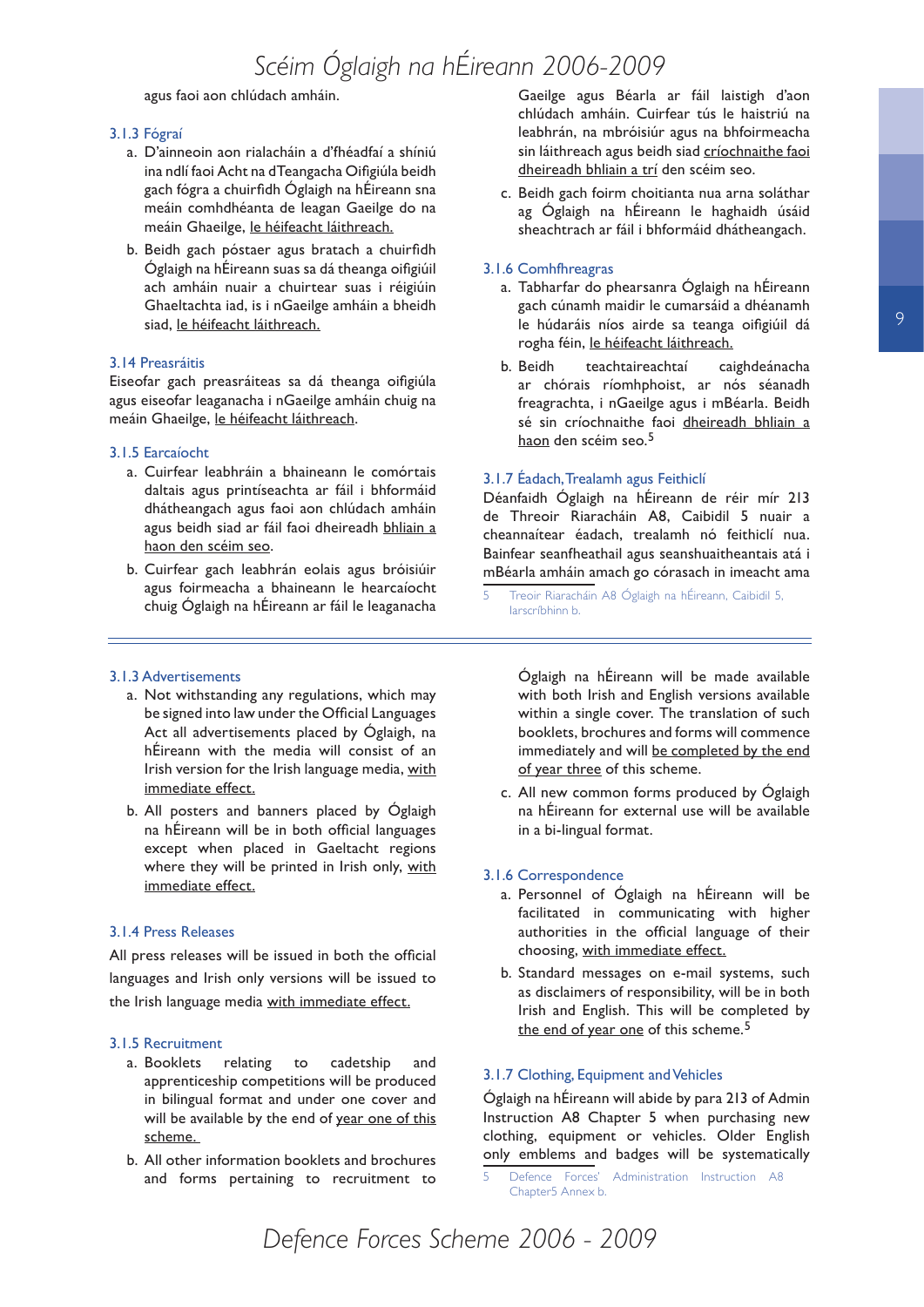agus faoi aon chlúdach amháin.

### 3.1.3 Fógraí

a. D'ainneoin aon rialacháin a d'fhéadfaí a shíniú ina ndlí faoi Acht na dTeangacha Oifigiúla beidh gach fógra a chuirfidh Óglaigh na hÉireann sna meáin comhdhéanta de leagan Gaeilge do na meáin Ghaeilge, le héifeacht láithreach.

b. Beidh gach póstaer agus bratach a chuirfidh Óglaigh na hÉireann suas sa dá theanga oifigiúil ach amháin nuair a chuirtear suas i réigiúin Ghaeltachta iad, is i nGaeilge amháin a bheidh siad, le héifeacht láithreach.

### 3.14 Preasráitis

Eiseofar gach preasráiteas sa dá theanga oifigiúla agus eiseofar leaganacha i nGaeilge amháin chuig na meáin Ghaeilge, le héifeacht láithreach.

### 3.1.5 Earcaíocht

a. Cuirfear leabhráin a bhaineann le comórtais daltais agus printíseachta ar fáil i bhformáid dhátheangach agus faoi aon chlúdach amháin agus beidh siad ar fáil faoi dheireadh bhliain a haon den scéim seo.

b. Cuirfear gach leabhrán eolais agus bróisiúir agus foirmeacha a bhaineann le hearcaíocht chuig Óglaigh na hÉireann ar fáil le leaganacha Gaeilge agus Béarla ar fáil laistigh d'aon chlúdach amháin. Cuirfear tús le haistriú na leabhrán, na mbróisiúr agus na bhfoirmeacha sin láithreach agus beidh siad críochnaithe faoi dheireadh bhliain a trí den scéim seo.

c. Beidh gach foirm choitianta nua arna soláthar ag Óglaigh na hÉireann le haghaidh úsáid sheachtrach ar fáil i bhformáid dhátheangach.

### 3.1.6 Comhfhreagras

a. Tabharfar do phearsanra Óglaigh na hÉireann gach cúnamh maidir le cumarsáid a dhéanamh le húdaráis níos airde sa teanga oifigiúil dá rogha féin, le héifeacht láithreach.

b. Beidh teachtaireachtaí caighdeánacha ar chórais ríomhphoist, ar nós séanadh freagrachta, i nGaeilge agus i mBéarla. Beidh sé sin críochnaithe faoi dheireadh bhliain a haon den scéim seo.[5]

### 3.1.7 Éadach, Trealamh agus Feithiclí

Déanfaidh Óglaigh na hÉireann de réir mír 213 de Threoir Riaracháin A8, Caibidil 5 nuair a cheannaítear éadach, trealamh nó feithiclí nua. Bainfear seanfheathail agus seanshuaitheantais atá i mBéarla amháin amach go córasach in imeacht ama

[5] Treoir Riaracháin A8 Óglaigh na hÉireann, Caibidil 5, Iarscríbhinn b.

---

### 3.1.3 Advertisements

a. Not withstanding any regulations, which may be signed into law under the Official Languages Act all advertisements placed by Óglaigh, na hÉireann with the media will consist of an Irish version for the Irish language media, with immediate effect.

b. All posters and banners placed by Óglaigh na hÉireann will be in both official languages except when placed in Gaeltacht regions where they will be printed in Irish only, with immediate effect.

### 3.1.4 Press Releases

All press releases will be issued in both the official languages and Irish only versions will be issued to the Irish language media with immediate effect.

### 3.1.5 Recruitment

a. Booklets relating to cadetship and apprenticeship competitions will be produced in bilingual format and under one cover and will be available by the end of year one of this scheme.

b. All other information booklets and brochures and forms pertaining to recruitment to Óglaigh na hÉireann will be made available with both Irish and English versions available within a single cover. The translation of such booklets, brochures and forms will commence immediately and will be completed by the end of year three of this scheme.

c. All new common forms produced by Óglaigh na hÉireann for external use will be available in a bi-lingual format.

### 3.1.6 Correspondence

a. Personnel of Óglaigh na hÉireann will be facilitated in communicating with higher authorities in the official language of their choosing, with immediate effect.

b. Standard messages on e-mail systems, such as disclaimers of responsibility, will be in both Irish and English. This will be completed by the end of year one of this scheme.[5]

### 3.1.7 Clothing, Equipment and Vehicles

Óglaigh na hÉireann will abide by para 213 of Admin Instruction A8 Chapter 5 when purchasing new clothing, equipment or vehicles. Older English only emblems and badges will be systematically

[5] Defence Forces' Administration Instruction A8 Chapter5 Annex b.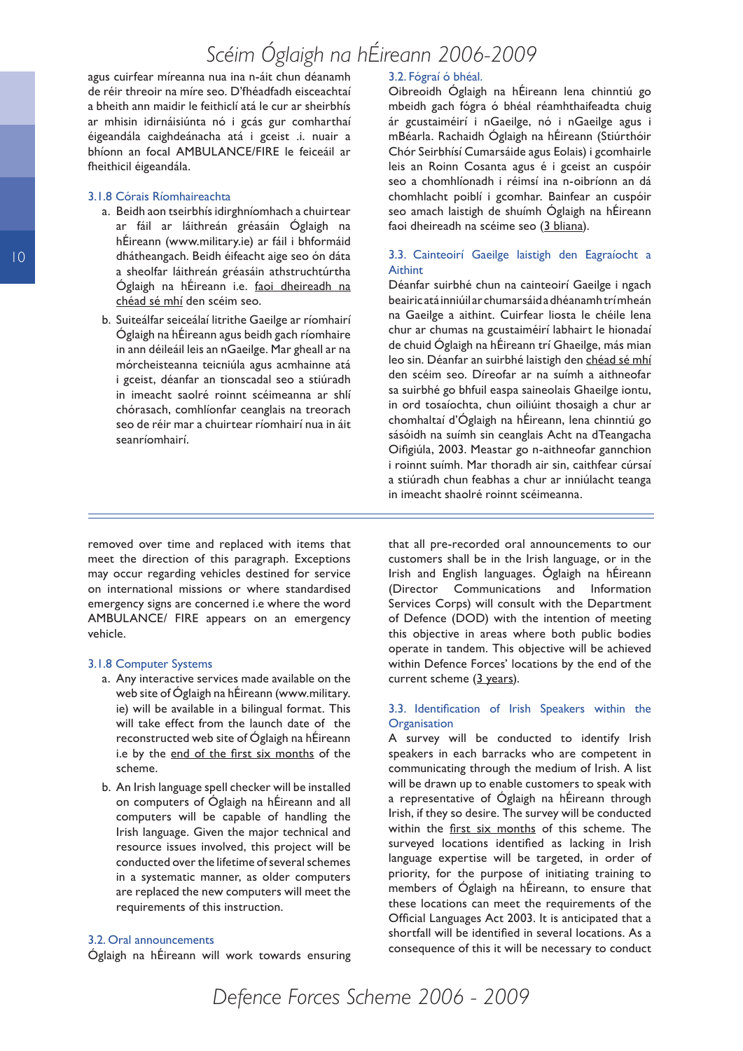agus cuirfear míreanna nua ina n-áit chun déanamh de réir threoir na míre seo. D'fhéadfadh eisceachtaí a bheith ann maidir le feithiclí atá le cur ar sheirbhís ar mhisin idirnáisiúnta nó i gcás gur comharthaí éigeandála caighdeánacha atá i gceist .i. nuair a bhíonn an focal AMBULANCE/FIRE le feiceáil ar fheithicil éigeandála.

### 3.1.8 Córais Ríomhaireachta

a. Beidh aon tseirbhís idirghníomhach a chuirtear ar fáil ar láithreán gréasáin Óglaigh na hÉireann (www.military.ie) ar fáil i bhformáid dhátheangach. Beidh éifeacht aige seo ón dáta a sheolfar láithreán gréasáin athstruchtúrtha Óglaigh na hÉireann i.e. faoi dheireadh na chéad sé mhí den scéim seo.

b. Suiteálfar seiceálaí litrithe Gaeilge ar ríomhairí Óglaigh na hÉireann agus beidh gach ríomhaire in ann déileáil leis an nGaeilge. Mar gheall ar na mórcheisteanna teicniúla agus acmhainne atá i gceist, déanfar an tionscadal seo a stiúradh in imeacht saolré roinnt scéimeanna ar shlí chórasach, comhlíonfar ceanglais na treorach seo de réir mar a chuirtear ríomhairí nua in áit seanríomhairí.

### 3.2. Fógraí ó bhéal.

Oibreoidh Óglaigh na hÉireann lena chinntiú go mbeidh gach fógra ó bhéal réamhthaifeadta chuig ár gcustaiméirí i nGaeilge, nó i nGaeilge agus i mBéarla. Rachaidh Óglaigh na hÉireann (Stiúrthóir Chór Seirbhísí Cumarsáide agus Eolais) i gcomhairle leis an Roinn Cosanta agus é i gceist an cuspóir seo a chomhlíonadh i réimsí ina n-oibríonn an dá chomhlacht poiblí i gcomhar. Bainfear an cuspóir seo amach laistigh de shuímh Óglaigh na hÉireann faoi dheireadh na scéime seo (3 bliana).

### 3.3. Cainteoirí Gaeilge laistigh den Eagraíocht a Aithint

Déanfar suirbhé chun na cainteoirí Gaeilge i ngach beairic atá inniúil ar chumarsáid a dhéanamh trí mheán na Gaeilge a aithint. Cuirfear liosta le chéile lena chur ar chumas na gcustaiméirí labhairt le hionadaí de chuid Óglaigh na hÉireann trí Ghaeilge, más mian leo sin. Déanfar an suirbhé laistigh den chéad sé mhí den scéim seo. Díreofar ar na suímh a aithneofar sa suirbhé go bhfuil easpa saineolais Ghaeilge iontu, in ord tosaíochta, chun oiliúint thosaigh a chur ar chomhaltaí d'Óglaigh na hÉireann, lena chinntiú go sásóidh na suímh sin ceanglais Acht na dTeangacha Oifigiúla, 2003. Meastar go n-aithneofar gannchion i roinnt suímh. Mar thoradh air sin, caithfear cúrsaí a stiúradh chun feabhas a chur ar inniúlacht teanga in imeacht shaolré roinnt scéimeanna.

---

removed over time and replaced with items that meet the direction of this paragraph. Exceptions may occur regarding vehicles destined for service on international missions or where standardised emergency signs are concerned i.e where the word AMBULANCE/ FIRE appears on an emergency vehicle.

### 3.1.8 Computer Systems

a. Any interactive services made available on the web site of Óglaigh na hÉireann (www.military.ie) will be available in a bilingual format. This will take effect from the launch date of the reconstructed web site of Óglaigh na hÉireann i.e by the end of the first six months of the scheme.

b. An Irish language spell checker will be installed on computers of Óglaigh na hÉireann and all computers will be capable of handling the Irish language. Given the major technical and resource issues involved, this project will be conducted over the lifetime of several schemes in a systematic manner, as older computers are replaced the new computers will meet the requirements of this instruction.

### 3.2. Oral announcements

Óglaigh na hÉireann will work towards ensuring that all pre-recorded oral announcements to our customers shall be in the Irish language, or in the Irish and English languages. Óglaigh na hÉireann (Director Communications and Information Services Corps) will consult with the Department of Defence (DOD) with the intention of meeting this objective in areas where both public bodies operate in tandem. This objective will be achieved within Defence Forces' locations by the end of the current scheme (3 years).

### 3.3. Identification of Irish Speakers within the Organisation

A survey will be conducted to identify Irish speakers in each barracks who are competent in communicating through the medium of Irish. A list will be drawn up to enable customers to speak with a representative of Óglaigh na hÉireann through Irish, if they so desire. The survey will be conducted within the first six months of this scheme. The surveyed locations identified as lacking in Irish language expertise will be targeted, in order of priority, for the purpose of initiating training to members of Óglaigh na hÉireann, to ensure that these locations can meet the requirements of the Official Languages Act 2003. It is anticipated that a shortfall will be identified in several locations. As a consequence of this it will be necessary to conduct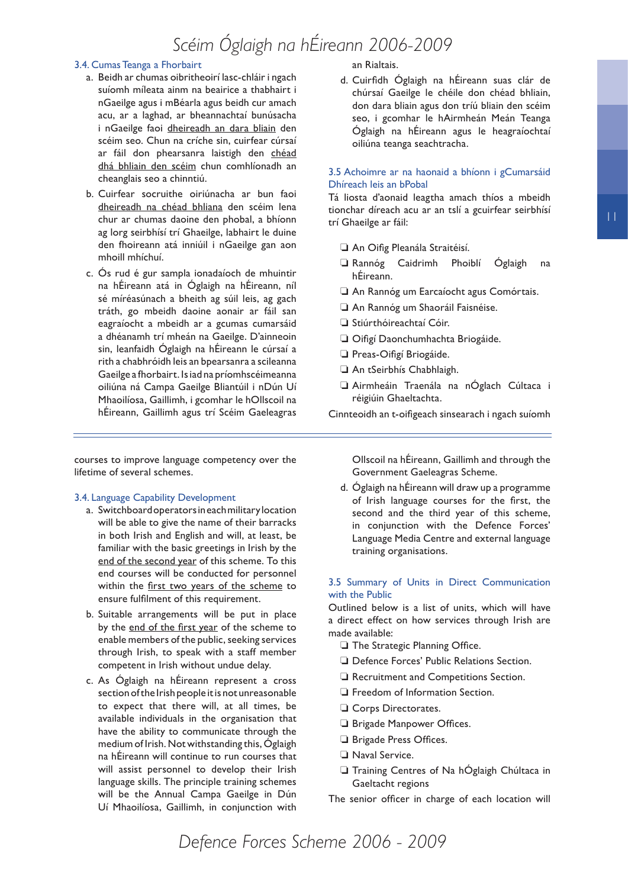### 3.4. Cumas Teanga a Fhorbairt

a. Beidh ar chumas oibritheoirí lasc-chláir i ngach suíomh míleata ainm na beairice a thabhairt i nGaeilge agus i mBéarla agus beidh cur amach acu, ar a laghad, ar bheannachtaí bunúsacha i nGaeilge faoi <u>dheireadh an dara bliain</u> den scéim seo. Chun na críche sin, cuirfear cúrsaí ar fáil don phearsanra laistigh den <u>chéad dhá bhliain den scéim</u> chun comhlíonadh an cheanglais seo a chinntiú.

b. Cuirfear socruithe oiriúnacha ar bun faoi <u>dheireadh na chéad bhliana</u> den scéim lena chur ar chumas daoine den phobal, a bhíonn ag lorg seirbhísí trí Ghaeilge, labhairt le duine den fhoireann atá inniúil i nGaeilge gan aon mhoill mhíchuí.

c. Ós rud é gur sampla ionadaíoch de mhuintir na hÉireann atá in Óglaigh na hÉireann, níl sé míréasúnach a bheith ag súil leis, ag gach tráth, go mbeidh daoine aonair ar fáil san eagraíocht a mbeidh ar a gcumas cumarsáid a dhéanamh trí mheán na Gaeilge. D'ainneoin sin, leanfaidh Óglaigh na hÉireann le cúrsaí a rith a chabhróidh leis an bpearsanra a scileanna Gaeilge a fhorbairt. Is iad na príomhscéimeanna oiliúna ná Campa Gaeilge Bliantúil i nDún Uí Mhaoilíosa, Gaillimh, i gcomhar le hOllscoil na hÉireann, Gaillimh agus trí Scéim Gaeleagras an Rialtais.

d. Cuirfidh Óglaigh na hÉireann suas clár de chúrsaí Gaeilge le chéile don chéad bhliain, don dara bliain agus don tríú bliain den scéim seo, i gcomhar le hAirmheán Meán Teanga Óglaigh na hÉireann agus le heagraíochtaí oiliúna teanga seachtracha.

### 3.5 Achoimre ar na haonaid a bhíonn i gCumarsáid Dhíreach leis an bPobal

Tá liosta d'aonaid leagtha amach thíos a mbeidh tionchar díreach acu ar an tslí a gcuirfear seirbhísí trí Ghaeilge ar fáil:

- ❑ An Oifig Pleanála Straitéisí.
- ❑ Rannóg Caidrimh Phoiblí Óglaigh na hÉireann.
- ❑ An Rannóg um Earcaíocht agus Comórtais.
- ❑ An Rannóg um Shaoráil Faisnéise.
- ❑ Stiúrthóireachtaí Cóir.
- ❑ Oifigí Daonchumhachta Briogáide.
- ❑ Preas-Oifigí Briogáide.
- ❑ An tSeirbhís Chabhlaigh.
- ❑ Airmheáin Traenála na nÓglach Cúltaca i réigiúin Ghaeltachta.

Cinnteoidh an t-oifigeach sinsearach i ngach suíomh

---

courses to improve language competency over the lifetime of several schemes.

### 3.4. Language Capability Development

a. Switchboard operators in each military location will be able to give the name of their barracks in both Irish and English and will, at least, be familiar with the basic greetings in Irish by the <u>end of the second year</u> of this scheme. To this end courses will be conducted for personnel within the <u>first two years of the scheme</u> to ensure fulfilment of this requirement.

b. Suitable arrangements will be put in place by the <u>end of the first year</u> of the scheme to enable members of the public, seeking services through Irish, to speak with a staff member competent in Irish without undue delay.

c. As Óglaigh na hÉireann represent a cross section of the Irish people it is not unreasonable to expect that there will, at all times, be available individuals in the organisation that have the ability to communicate through the medium of Irish. Notwithstanding this, Óglaigh na hÉireann will continue to run courses that will assist personnel to develop their Irish language skills. The principle training schemes will be the Annual Campa Gaeilge in Dún Uí Mhaoilíosa, Gaillimh, in conjunction with Ollscoil na hÉireann, Gaillimh and through the Government Gaeleagras Scheme.

d. Óglaigh na hÉireann will draw up a programme of Irish language courses for the first, the second and the third year of this scheme, in conjunction with the Defence Forces' Language Media Centre and external language training organisations.

### 3.5 Summary of Units in Direct Communication with the Public

Outlined below is a list of units, which will have a direct effect on how services through Irish are made available:

- ❑ The Strategic Planning Office.
- ❑ Defence Forces' Public Relations Section.
- ❑ Recruitment and Competitions Section.
- ❑ Freedom of Information Section.
- ❑ Corps Directorates.
- ❑ Brigade Manpower Offices.
- ❑ Brigade Press Offices.
- ❑ Naval Service.
- ❑ Training Centres of Na hÓglaigh Chúltaca in Gaeltacht regions

The senior officer in charge of each location will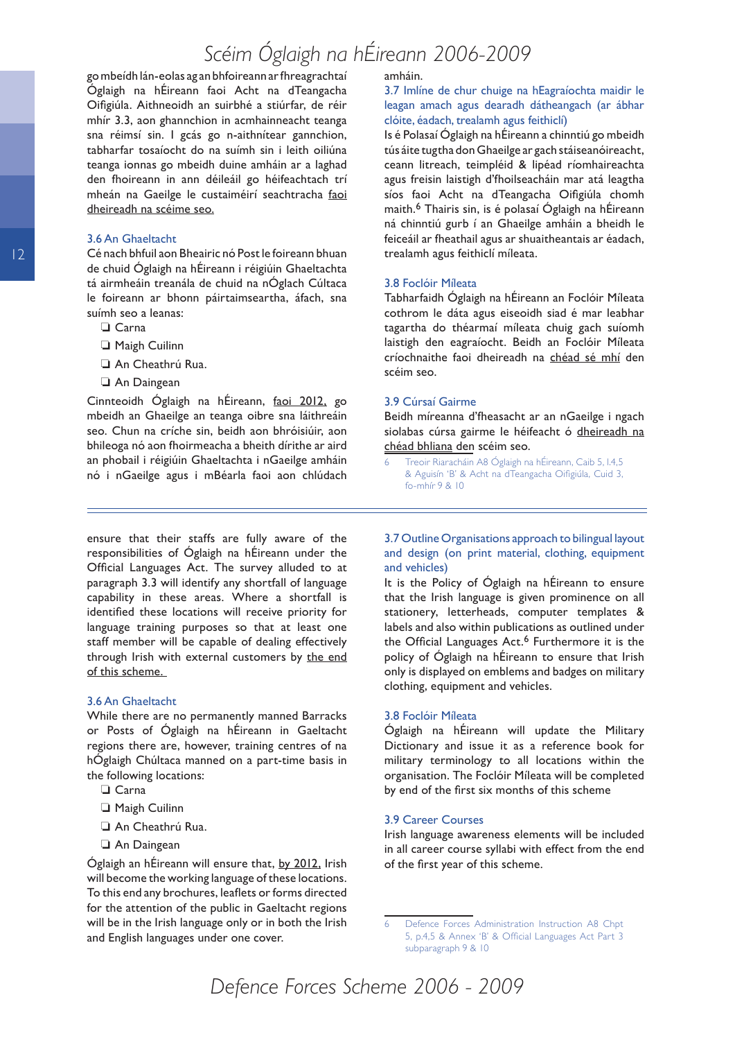go mbeidh lán-eolas ag an bhfoireann ar fhreagrachtaí Óglaigh na hÉireann faoi Acht na dTeangacha Oifigiúla. Aithneoidh an suirbhé a stiúrfar, de réir mhír 3.3, aon ghannchion in acmhainneacht teanga sna réimsí sin. I gcás go n-aithnítear ganncion, tabharfar tosaíocht do na suímh sin i leith oiliúna teanga ionnas go mbeidh duine amháin ar a laghad den fhoireann in ann déileáil go héifeachtach trí mheán na Gaeilge le custaiméirí seachtracha faoi dheireadh na scéime seo.

### 3.6 An Ghaeltacht

Cé nach bhfuil aon Bheairic nó Post le foireann bhuan de chuid Óglaigh na hÉireann i réigiúin Ghaeltachta tá airmheáin treanála de chuid na nÓglach Cúltaca le foireann ar bhonn páirtaimseartha, áfach, sna suímh seo a leanas:

- ❑ Carna
- ❑ Maigh Cuilinn
- ❑ An Cheathrú Rua.
- ❑ An Daingean

Cinnteoidh Óglaigh na hÉireann, faoi 2012, go mbeidh an Ghaeilge an teanga oibre sna láithreáin seo. Chun na críche sin, beidh aon bhróisiúir, aon bhileoga nó aon fhoirmeacha a bheith dírithe ar aird an phobail i réigiúin Ghaeltachta i nGaeilge amháin nó i nGaeilge agus i mBéarla faoi aon chlúdach amháin.

### 3.7 Imlíne de chur chuige na hEagraíochta maidir le leagan amach agus dearadh dátheangach (ar ábhar clóite, éadach, trealamh agus feithiclí)

Is é Polasaí Óglaigh na hÉireann a chinntiú go mbeidh tús áite tugtha don Ghaeilge ar gach stáiseanóireacht, ceann litreach, teimpléid & lipéad ríomhaireachta agus freisin laistigh d'fhoilseacháin mar atá leagtha síos faoi Acht na dTeangacha Oifigiúla chomh maith.[6] Thairis sin, is é polasaí Óglaigh na hÉireann ná chinntiú gurb í an Ghaeilge amháin a bheidh le feiceáil ar fheathail agus ar shuaitheantais ar éadach, trealamh agus feithiclí míleata.

### 3.8 Foclóir Míleata

Tabharfaidh Óglaigh na hÉireann an Foclóir Míleata cothrom le dáta agus eiseoidh siad é mar leabhar tagartha do théarmaí míleata chuig gach suíomh laistigh den eagraíocht. Beidh an Foclóir Míleata críochnaithe faoi dheireadh na chéad sé mhí den scéim seo.

### 3.9 Cúrsaí Gairme

Beidh míreanna d'fheasacht ar an nGaeilge i ngach siolabas cúrsa gairme le héifeacht ó dheireadh na chéad bhliana den scéim seo.

6 Treoir Riaracháin A8 Óglaigh na hÉireann, Caib 5, l.4,5 & Aguisín 'B' & Acht na dTeangacha Oifigiúla, Cuid 3, fo-mhír 9 & 10

---

ensure that their staffs are fully aware of the responsibilities of Óglaigh na hÉireann under the Official Languages Act. The survey alluded to at paragraph 3.3 will identify any shortfall of language capability in these areas. Where a shortfall is identified these locations will receive priority for language training purposes so that at least one staff member will be capable of dealing effectively through Irish with external customers by the end of this scheme.

### 3.6 An Ghaeltacht

While there are no permanently manned Barracks or Posts of Óglaigh na hÉireann in Gaeltacht regions there are, however, training centres of na hÓglaigh Chúltaca manned on a part-time basis in the following locations:

- ❑ Carna
- ❑ Maigh Cuilinn
- ❑ An Cheathrú Rua.
- ❑ An Daingean

Óglaigh an hÉireann will ensure that, by 2012, Irish will become the working language of these locations. To this end any brochures, leaflets or forms directed for the attention of the public in Gaeltacht regions will be in the Irish language only or in both the Irish and English languages under one cover.

### 3.7 Outline Organisations approach to bilingual layout and design (on print material, clothing, equipment and vehicles)

It is the Policy of Óglaigh na hÉireann to ensure that the Irish language is given prominence on all stationery, letterheads, computer templates & labels and also within publications as outlined under the Official Languages Act.[6] Furthermore it is the policy of Óglaigh na hÉireann to ensure that Irish only is displayed on emblems and badges on military clothing, equipment and vehicles.

### 3.8 Foclóir Míleata

Óglaigh na hÉireann will update the Military Dictionary and issue it as a reference book for military terminology to all locations within the organisation. The Foclóir Míleata will be completed by end of the first six months of this scheme

### 3.9 Career Courses

Irish language awareness elements will be included in all career course syllabi with effect from the end of the first year of this scheme.

6 Defence Forces Administration Instruction A8 Chpt 5, p.4,5 & Annex 'B' & Official Languages Act Part 3 subparagraph 9 & 10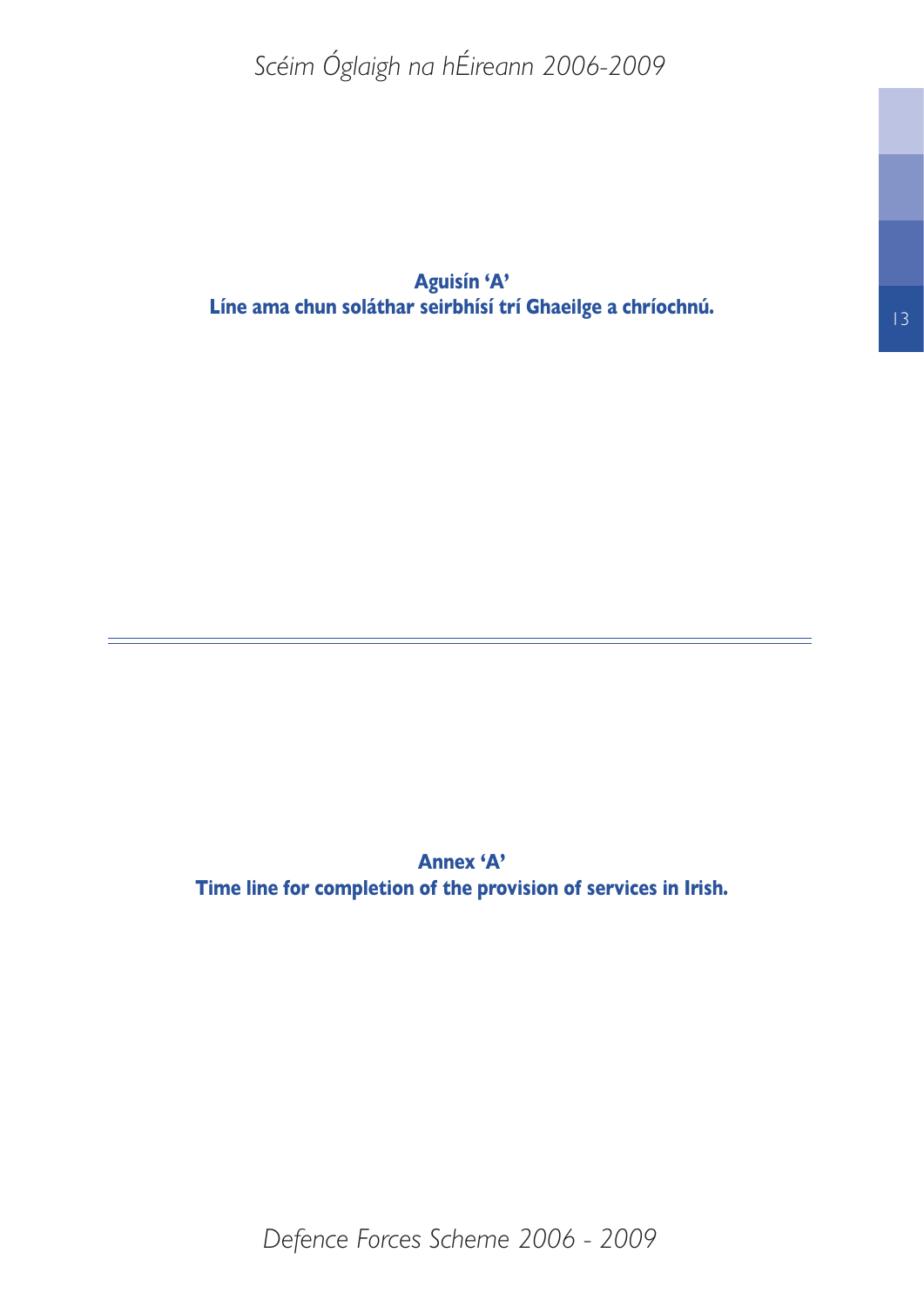**Aguisín 'A'**
**Líne ama chun soláthar seirbhísí trí Ghaeilge a chríochnú.**

---

**Annex 'A'**
**Time line for completion of the provision of services in Irish.**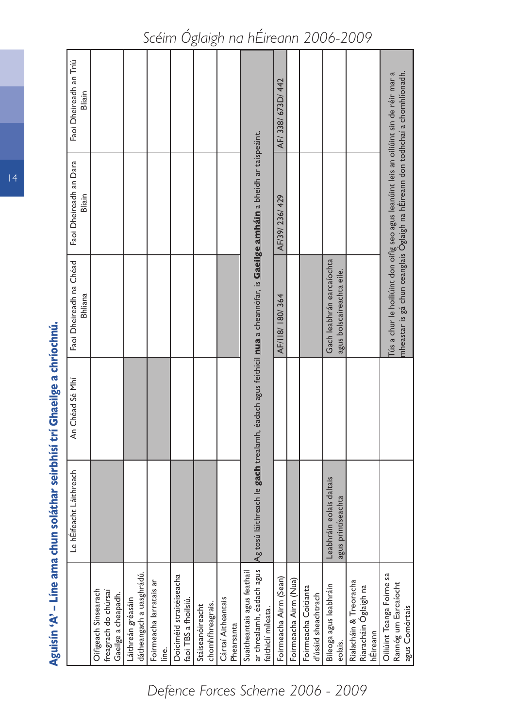## Aguisín 'A' – Líne ama chun soláthar seirbhísí trí Ghaeilge a chríochnú.

| | Le hÉifeacht Láithreach | An Chéad Sé Mhí | Faoi Dheireadh na Chéad Bhliana | Faoi Dheireadh an Dara Bliain | Faoi Dheireadh an Tríú Bliain |
|---|---|---|---|---|---|
| Oifigeach Sinsearach freagrach do chúrsaí Gaeilge a cheapadh. | | | | | |
| Láithreán gréasáin dátheangach a uasghrádú. | | | | | |
| Foirmeacha Iarratais ar líne. | | | | | |
| Doiciméid straitéiseacha faoi TBS a fhoilsiú. | | | | | |
| Stáiseanóireacht chomhfhreagrais. | | | | | |
| Cártaí Aitheantais Phearsanta | | | | | |
| Suaitheantais agus feathail ar threalamh, éadach agus feithiclí míleata. | Ag tosú láithreach le **gach** trealamh, éadach agus feithicil **nua** a cheannófar, is **Gaeilge amháin** a bheidh ar taispeáint. | | | | |
| Foirmeacha Airm (Sean) | | | AF/118/ 180/ 364 | AF/39/ 236/ 429 | AF/ 338/ 673D/ 442 |
| Foirmeacha Airm (Nua) | | | | | |
| Foirmeacha Coitianta d'úsáid sheachtrach | | | | | |
| Bileoga agus leabhráin eolais. | Leabhráin eolais daltais agus printíseachta | | Gach leabhrán earcaíochta agus bolscaireachta eile. | | |
| Rialacháin & Treoracha Riaracháin Óglaigh na hÉireann | | | | | |
| Oiliúint Teanga Foirne sa Rannóg um Earcaíocht agus Comórtais | | | Tús a chur le hoiliúint don oifig seo agus leanúint leis an oiliúint sin de réir mar a mheastar is gá chun ceanglais Óglaigh na hÉireann don todhchaí a chomhlíonadh. | | |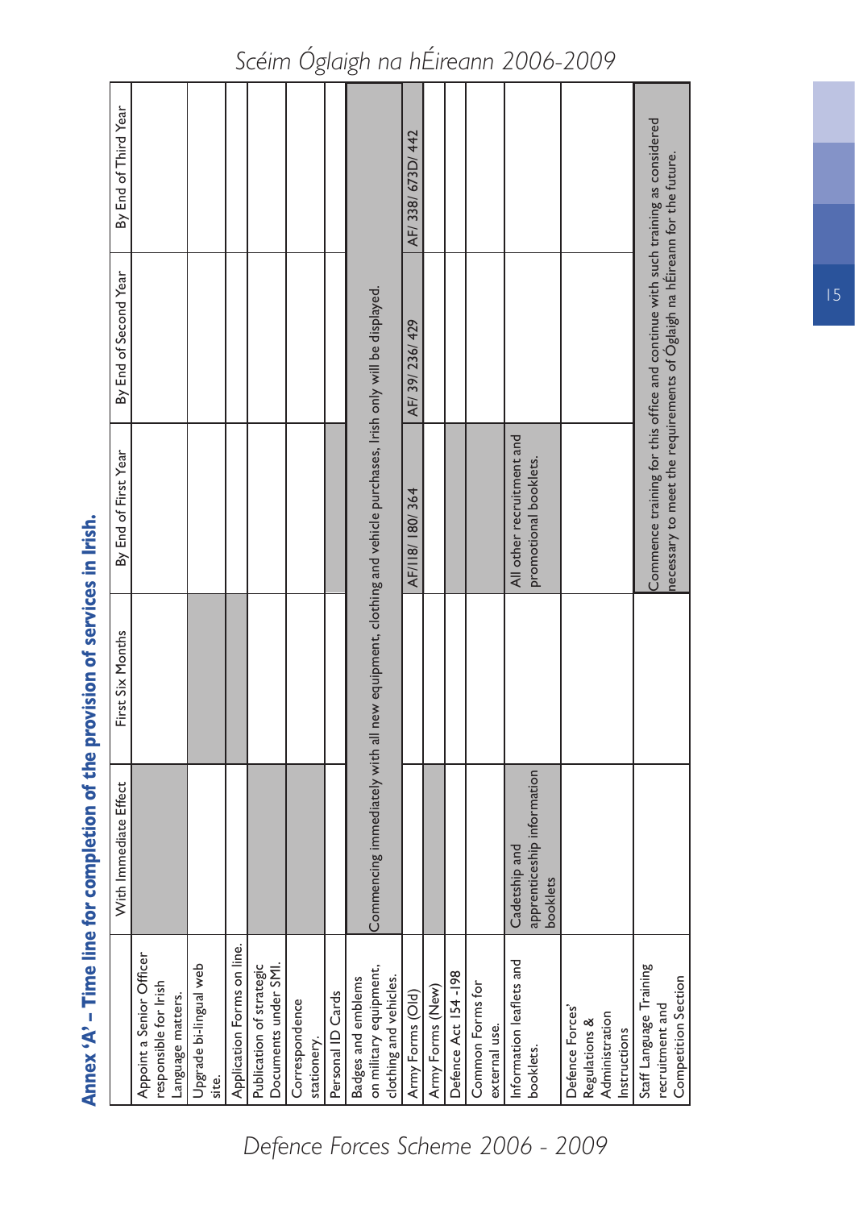## Annex 'A' – Time line for completion of the provision of services in Irish.

| | With Immediate Effect | First Six Months | By End of First Year | By End of Second Year | By End of Third Year |
|---|---|---|---|---|---|
| Appoint a Senior Officer responsible for Irish Language matters. | | | | | |
| Upgrade bi-lingual web site. | | | | | |
| Application Forms on line. | | | | | |
| Publication of strategic Documents under SMI. | | | | | |
| Correspondence stationery. | | | | | |
| Personal ID Cards | | | | | |
| Badges and emblems on military equipment, clothing and vehicles. | Commencing immediately with all new equipment, clothing and vehicle purchases, Irish only will be displayed. | | | | |
| Army Forms (Old) | | | AF/118/ 180/ 364 | AF/ 39/ 236/ 429 | AF/ 338/ 673D/ 442 |
| Army Forms (New) | | | | | |
| Defence Act 154 -198 | | | | | |
| Common Forms for external use. | | | | | |
| Information leaflets and booklets. | Cadetship and apprenticeship information booklets | | All other recruitment and promotional booklets. | | |
| Defence Forces' Regulations & Administration Instructions | | | | | |
| Staff Language Training recruitment and Competition Section | | | Commence training for this office and continue with such training as considered necessary to meet the requirements of Óglaigh na hÉireann for the future. | | |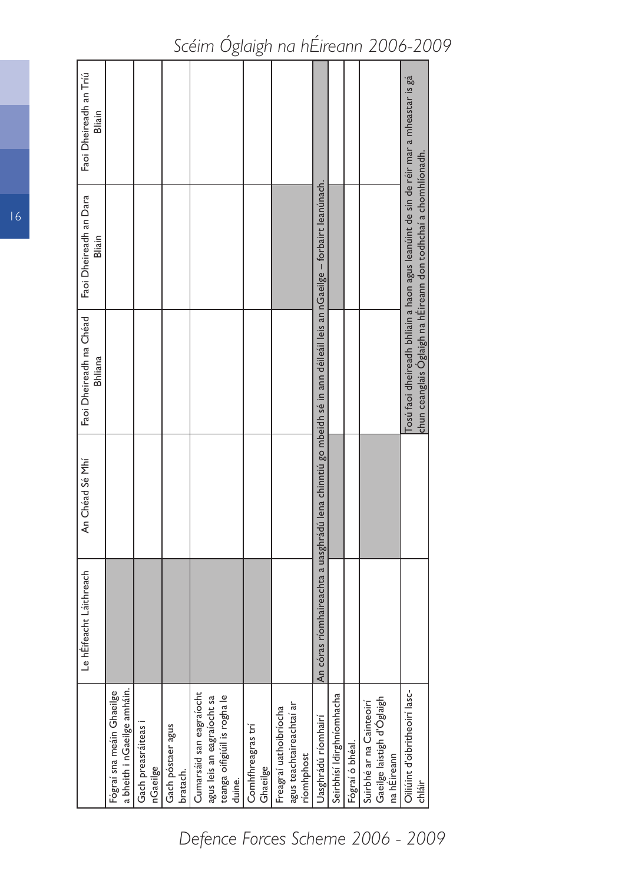| | Le hÉifeacht Láithreach | An Chéad Sé Mhí | Faoi Dheireadh na Chéad Bhliana | Faoi Dheireadh an Dara Bliain | Faoi Dheireadh an Tríú Bliain |
|---|---|---|---|---|---|
| Fógraí sna meáin Ghaeilge a bheith i nGaeilge amháin. | ■ | | | | |
| Gach preasráiteas i nGaeilge | ■ | | | | |
| Gach póstaer agus bratach. | ■ | | | | |
| Cumarsáid san eagraíocht agus leis an eagraíocht sa teanga oifigiúil is rogha le duine. | ■ | | | | |
| Comhfhreagras trí Ghaeilge | ■ | | | | |
| Freagraí uathoibríocha agus teachtaireachtaí ar ríomhphost | | | | ■ | |
| Uasghrádú ríomhairí | An córas ríomhaireachta a uasghrádú lena chinntiú go mbeidh sé in ann déileáil leis an nGaeilge – forbairt leanúnach. | | | | |
| Seirbhísí Idirghníomhacha | | ■ | | ■ | |
| Fógraí ó bhéal. | | | | | |
| Suirbhé ar na Cainteoirí Gaeilge laistigh d'Óglaigh na hÉireann | | ■ | | | |
| Oiliúint d'oibritheoirí lasc-chláir | | | Tosú faoi dheireadh bhliain a haon agus leanúint de sin de réir mar a mheastar is gá chun ceanglais Óglaigh na hÉireann don todhchaí a chomhlíonadh. | | |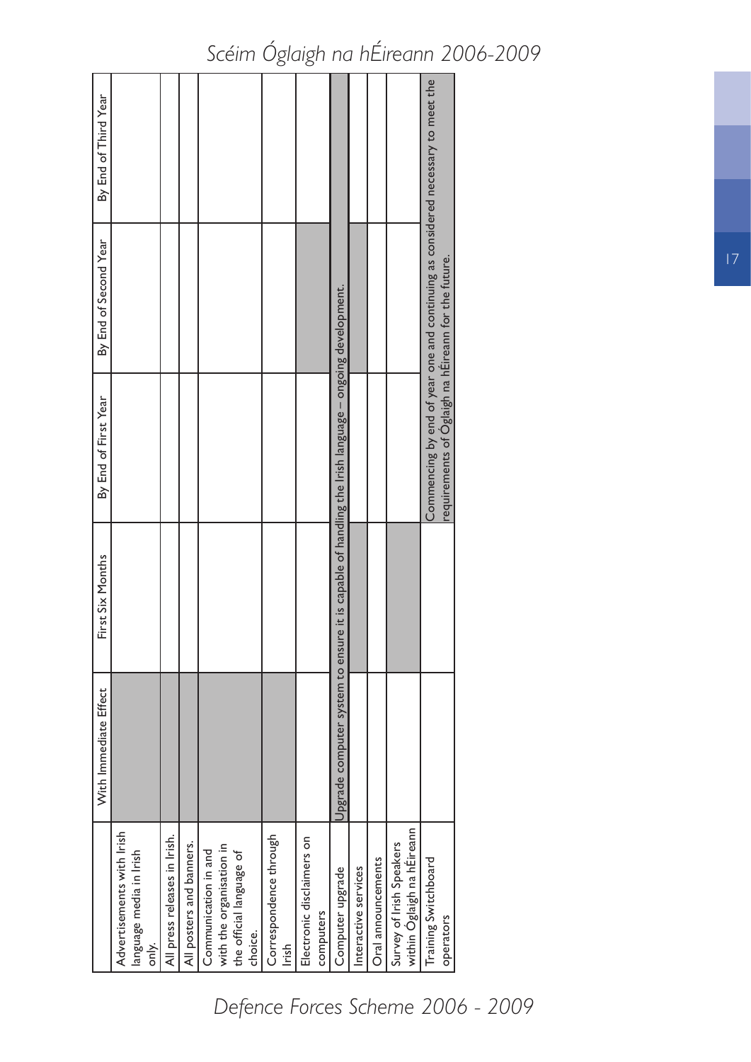| | With Immediate Effect | First Six Months | By End of First Year | By End of Second Year | By End of Third Year |
|---|---|---|---|---|---|
| Advertisements with Irish language media in Irish only. | ■ | | | | |
| All press releases in Irish. | ■ | | | | |
| All posters and banners. | ■ | | | | |
| Communication in and with the organisation in the official language of choice. | ■ | | | | |
| Correspondence through Irish | ■ | | | | |
| Electronic disclaimers on computers | | | | ■ | |
| Computer upgrade | Upgrade computer system to ensure it is capable of handling the Irish language – ongoing development. | | | | |
| Interactive services | | ■ | | ■ | |
| Oral announcements | | | | | |
| Survey of Irish Speakers within Óglaigh na hÉireann | | ■ | | | |
| Training Switchboard operators | | | Commencing by end of year one and continuing as considered necessary to meet the requirements of Óglaigh na hÉireann for the future. | | |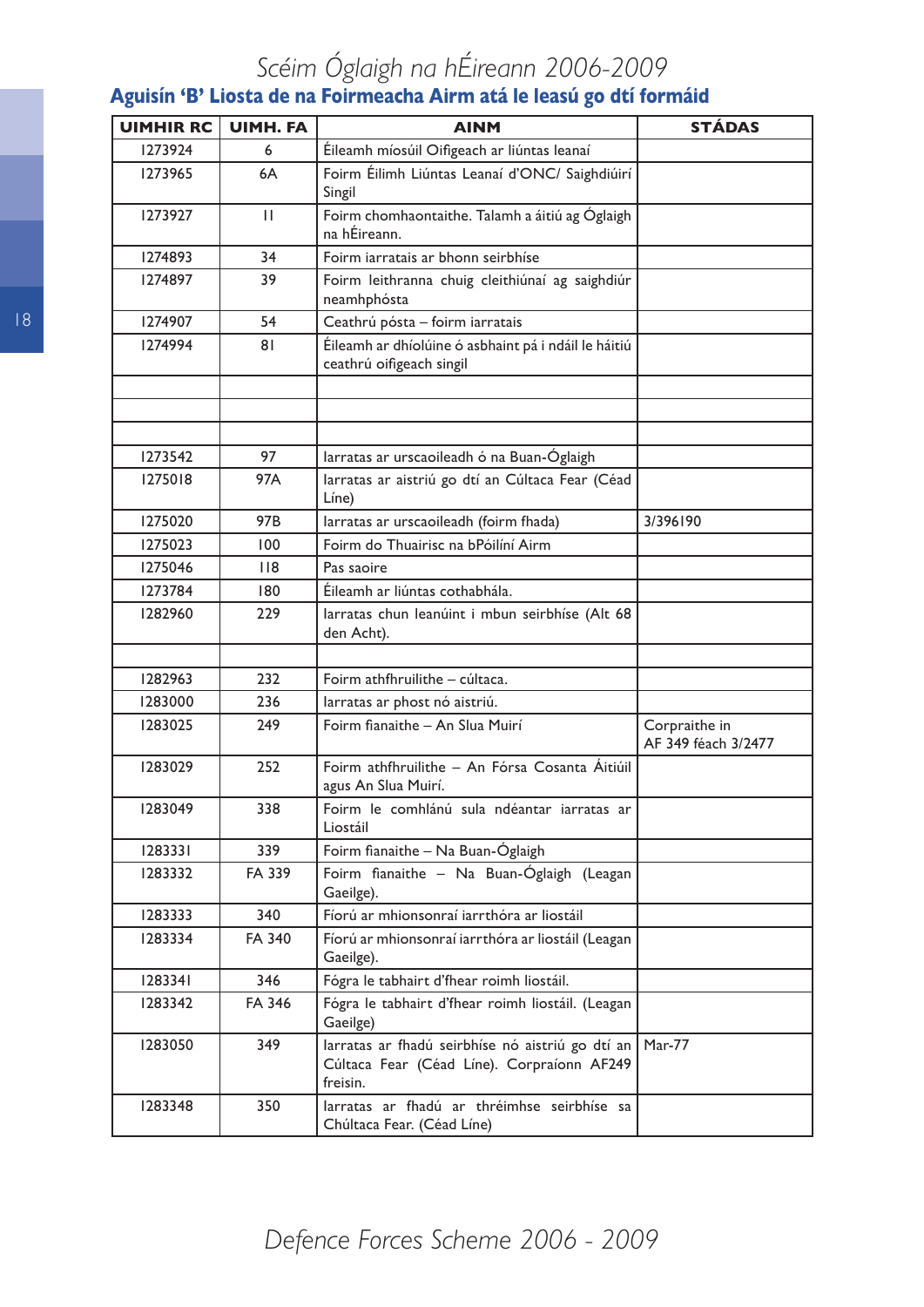## Aguisín 'B' Liosta de na Foirmeacha Airm atá le leasú go dtí formáid

| UIMHIR RC | UIMH. FA | AINM | STÁDAS |
|---|---|---|---|
| 1273924 | 6 | Éileamh míosúil Oifigeach ar liúntas leanaí | |
| 1273965 | 6A | Foirm Éilimh Liúntas Leanaí d'ONC/ Saighdiúirí Singil | |
| 1273927 | 11 | Foirm chomhaontaithe. Talamh a áitiú ag Óglaigh na hÉireann. | |
| 1274893 | 34 | Foirm iarratais ar bhonn seirbhíse | |
| 1274897 | 39 | Foirm leithranna chuig cleithiúnaí ag saighdiúr neamhphósta | |
| 1274907 | 54 | Ceathrú pósta – foirm iarratais | |
| 1274994 | 81 | Éileamh ar dhíolúine ó asbhaint pá i ndáil le háitiú ceathrú oifigeach singil | |
| | | | |
| | | | |
| | | | |
| 1273542 | 97 | Iarratas ar urscaoileadh ó na Buan-Óglaigh | |
| 1275018 | 97A | Iarratas ar aistriú go dtí an Cúltaca Fear (Céad Líne) | |
| 1275020 | 97B | Iarratas ar urscaoileadh (foirm fhada) | 3/396190 |
| 1275023 | 100 | Foirm do Thuairisc na bPóilíní Airm | |
| 1275046 | 118 | Pas saoire | |
| 1273784 | 180 | Éileamh ar liúntas cothabhála. | |
| 1282960 | 229 | Iarratas chun leanúint i mbun seirbhíse (Alt 68 den Acht). | |
| | | | |
| 1282963 | 232 | Foirm athfhruilithe – cúltaca. | |
| 1283000 | 236 | Iarratas ar phost nó aistriú. | |
| 1283025 | 249 | Foirm fianaithe – An Slua Muirí | Corpraithe in AF 349 féach 3/2477 |
| 1283029 | 252 | Foirm athfhruilithe – An Fórsa Cosanta Áitiúil agus An Slua Muirí. | |
| 1283049 | 338 | Foirm le comhlánú sula ndéantar iarratas ar Liostáil | |
| 1283331 | 339 | Foirm fianaithe – Na Buan-Óglaigh | |
| 1283332 | FA 339 | Foirm fianaithe – Na Buan-Óglaigh (Leagan Gaeilge). | |
| 1283333 | 340 | Fíorú ar mhionsonraí iarrthóra ar liostáil | |
| 1283334 | FA 340 | Fíorú ar mhionsonraí iarrthóra ar liostáil (Leagan Gaeilge). | |
| 1283341 | 346 | Fógra le tabhairt d'fhear roimh liostáil. | |
| 1283342 | FA 346 | Fógra le tabhairt d'fhear roimh liostáil. (Leagan Gaeilge) | |
| 1283050 | 349 | Iarratas ar fhadú seirbhíse nó aistriú go dtí an Cúltaca Fear (Céad Líne). Corpraíonn AF249 freisin. | Mar-77 |
| 1283348 | 350 | Iarratas ar fhadú ar thréimhse seirbhíse sa Chúltaca Fear. (Céad Líne) | |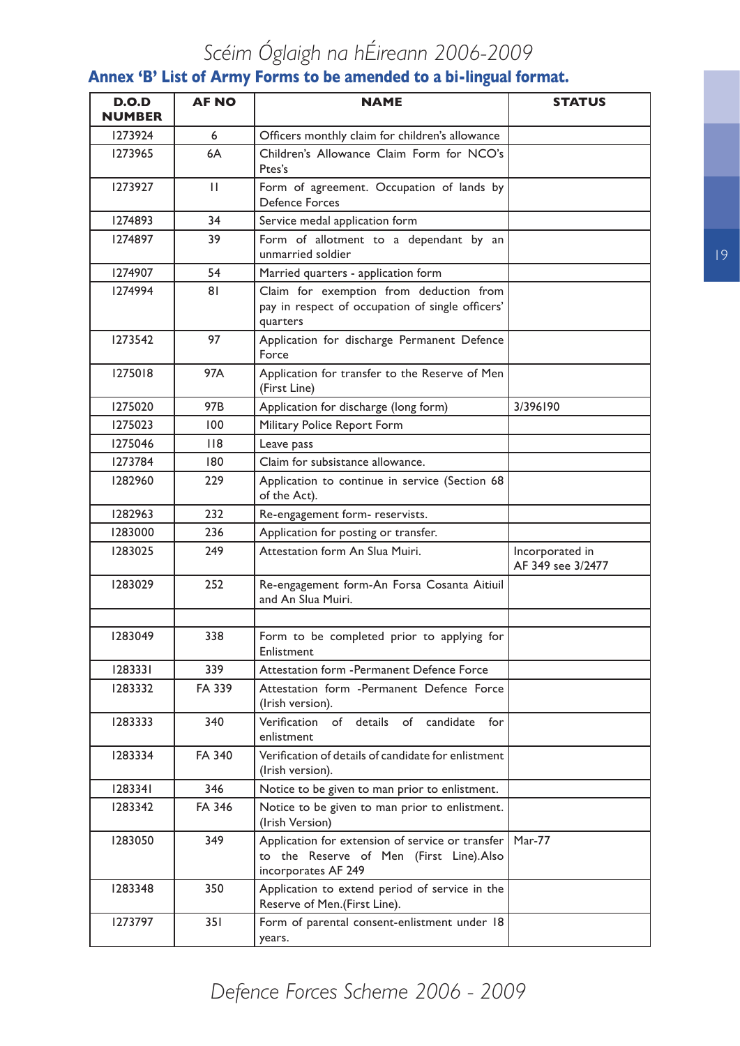## Annex 'B' List of Army Forms to be amended to a bi-lingual format.

| D.O.D NUMBER | AF NO | NAME | STATUS |
|---|---|---|---|
| 1273924 | 6 | Officers monthly claim for children's allowance | |
| 1273965 | 6A | Children's Allowance Claim Form for NCO's Ptes's | |
| 1273927 | 11 | Form of agreement. Occupation of lands by Defence Forces | |
| 1274893 | 34 | Service medal application form | |
| 1274897 | 39 | Form of allotment to a dependant by an unmarried soldier | |
| 1274907 | 54 | Married quarters - application form | |
| 1274994 | 81 | Claim for exemption from deduction from pay in respect of occupation of single officers' quarters | |
| 1273542 | 97 | Application for discharge Permanent Defence Force | |
| 1275018 | 97A | Application for transfer to the Reserve of Men (First Line) | |
| 1275020 | 97B | Application for discharge (long form) | 3/396190 |
| 1275023 | 100 | Military Police Report Form | |
| 1275046 | 118 | Leave pass | |
| 1273784 | 180 | Claim for subsistance allowance. | |
| 1282960 | 229 | Application to continue in service (Section 68 of the Act). | |
| 1282963 | 232 | Re-engagement form- reservists. | |
| 1283000 | 236 | Application for posting or transfer. | |
| 1283025 | 249 | Attestation form An Slua Muiri. | Incorporated in AF 349 see 3/2477 |
| 1283029 | 252 | Re-engagement form-An Forsa Cosanta Aitiuil and An Slua Muiri. | |
| | | | |
| 1283049 | 338 | Form to be completed prior to applying for Enlistment | |
| 1283331 | 339 | Attestation form -Permanent Defence Force | |
| 1283332 | FA 339 | Attestation form -Permanent Defence Force (Irish version). | |
| 1283333 | 340 | Verification of details of candidate for enlistment | |
| 1283334 | FA 340 | Verification of details of candidate for enlistment (Irish version). | |
| 1283341 | 346 | Notice to be given to man prior to enlistment. | |
| 1283342 | FA 346 | Notice to be given to man prior to enlistment. (Irish Version) | |
| 1283050 | 349 | Application for extension of service or transfer to the Reserve of Men (First Line).Also incorporates AF 249 | Mar-77 |
| 1283348 | 350 | Application to extend period of service in the Reserve of Men.(First Line). | |
| 1273797 | 351 | Form of parental consent-enlistment under 18 years. | |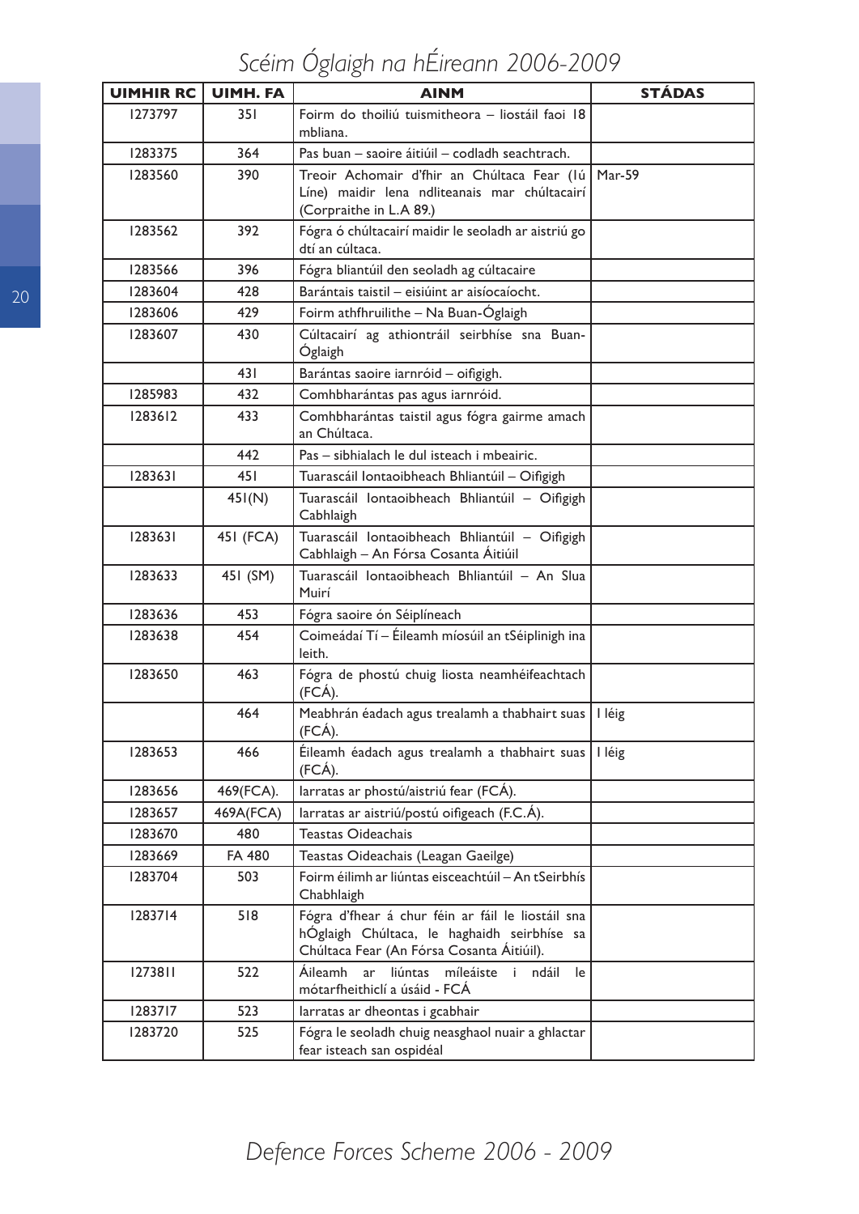| UIMHIR RC | UIMH. FA | AINM | STÁDAS |
|---|---|---|---|
| 1273797 | 351 | Foirm do thoiliú tuismitheora – liostáil faoi 18 mbliana. | |
| 1283375 | 364 | Pas buan – saoire áitiúil – codladh seachtrach. | |
| 1283560 | 390 | Treoir Achomair d'fhir an Chúltaca Fear (1ú Líne) maidir lena ndliteanais mar chúltacairí (Corpraithe in L.A 89.) | Mar-59 |
| 1283562 | 392 | Fógra ó chúltacairí maidir le seoladh ar aistriú go dtí an cúltaca. | |
| 1283566 | 396 | Fógra bliantúil den seoladh ag cúltacaire | |
| 1283604 | 428 | Barántais taistil – eisiúint ar aisíocaíocht. | |
| 1283606 | 429 | Foirm athfhruilithe – Na Buan-Óglaigh | |
| 1283607 | 430 | Cúltacairí ag athiontráil seirbhíse sna Buan-Óglaigh | |
| | 431 | Barántas saoire iarnróid – oifigigh. | |
| 1285983 | 432 | Comhbharántas pas agus iarnróid. | |
| 1283612 | 433 | Comhbharántas taistil agus fógra gairme amach an Chúltaca. | |
| | 442 | Pas – sibhialach le dul isteach i mbeairic. | |
| 1283631 | 451 | Tuarascáil Iontaoibheach Bhliantúil – Oifigigh | |
| | 451(N) | Tuarascáil Iontaoibheach Bhliantúil – Oifigigh Cabhlaigh | |
| 1283631 | 451 (FCA) | Tuarascáil Iontaoibheach Bhliantúil – Oifigigh Cabhlaigh – An Fórsa Cosanta Áitiúil | |
| 1283633 | 451 (SM) | Tuarascáil Iontaoibheach Bhliantúil – An Slua Muirí | |
| 1283636 | 453 | Fógra saoire ón Séiplíneach | |
| 1283638 | 454 | Coimeádaí Tí – Éileamh míosúil an tSéiplinigh ina leith. | |
| 1283650 | 463 | Fógra de phostú chuig liosta neamhéifeachtach (FCÁ). | |
| | 464 | Meabhrán éadach agus trealamh a thabhairt suas (FCÁ). | I léig |
| 1283653 | 466 | Éileamh éadach agus trealamh a thabhairt suas (FCÁ). | I léig |
| 1283656 | 469(FCA). | Iarratas ar phostú/aistriú fear (FCÁ). | |
| 1283657 | 469A(FCA) | Iarratas ar aistriú/postú oifigeach (F.C.Á). | |
| 1283670 | 480 | Teastas Oideachais | |
| 1283669 | FA 480 | Teastas Oideachais (Leagan Gaeilge) | |
| 1283704 | 503 | Foirm éilimh ar liúntas eisceachtúil – An tSeirbhís Chabhlaigh | |
| 1283714 | 518 | Fógra d'fhear á chur féin ar fáil le liostáil sna hÓglaigh Chúltaca, le haghaidh seirbhíse sa Chúltaca Fear (An Fórsa Cosanta Áitiúil). | |
| 1273811 | 522 | Áileamh ar liúntas míleáiste i ndáil le mótarfheithiclí a úsáid - FCÁ | |
| 1283717 | 523 | Iarratas ar dheontas i gcabhair | |
| 1283720 | 525 | Fógra le seoladh chuig neasghaol nuair a ghlactar fear isteach san ospidéal | |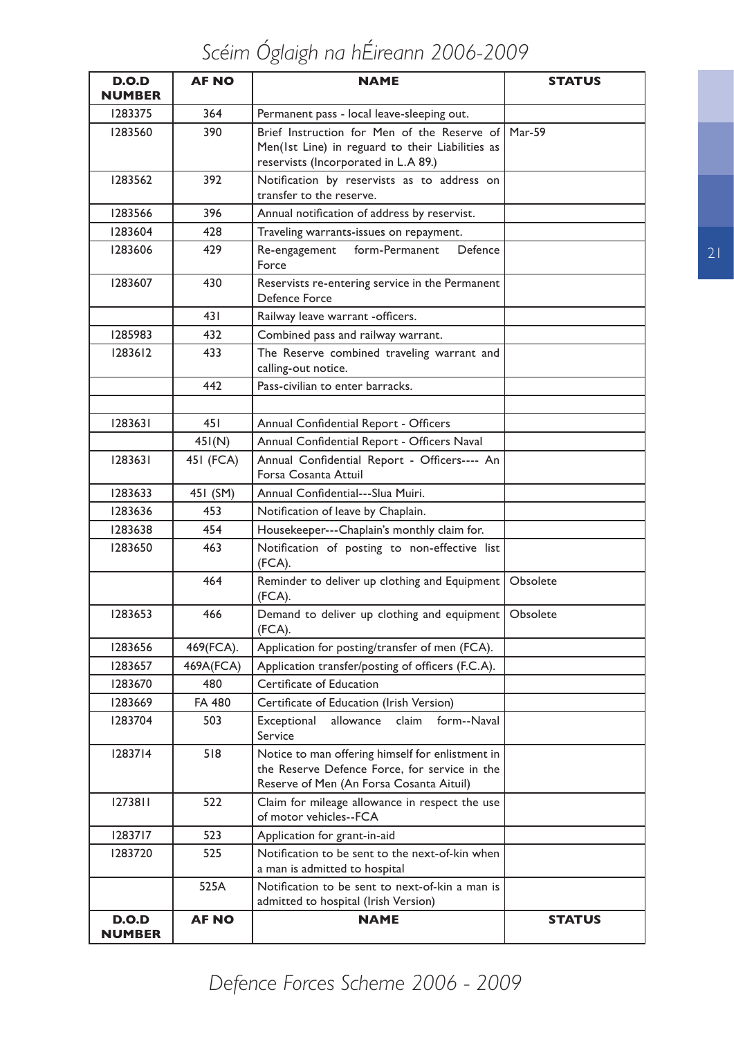| D.O.D NUMBER | AF NO | NAME | STATUS |
|---|---|---|---|
| 1283375 | 364 | Permanent pass - local leave-sleeping out. | |
| 1283560 | 390 | Brief Instruction for Men of the Reserve of Men(Ist Line) in reguard to their Liabilities as reservists (Incorporated in L.A 89.) | Mar-59 |
| 1283562 | 392 | Notification by reservists as to address on transfer to the reserve. | |
| 1283566 | 396 | Annual notification of address by reservist. | |
| 1283604 | 428 | Traveling warrants-issues on repayment. | |
| 1283606 | 429 | Re-engagement form-Permanent Defence Force | |
| 1283607 | 430 | Reservists re-entering service in the Permanent Defence Force | |
| | 431 | Railway leave warrant -officers. | |
| 1285983 | 432 | Combined pass and railway warrant. | |
| 1283612 | 433 | The Reserve combined traveling warrant and calling-out notice. | |
| | 442 | Pass-civilian to enter barracks. | |
| | | | |
| 1283631 | 451 | Annual Confidential Report - Officers | |
| | 451(N) | Annual Confidential Report - Officers Naval | |
| 1283631 | 451 (FCA) | Annual Confidential Report - Officers---- An Forsa Cosanta Attuil | |
| 1283633 | 451 (SM) | Annual Confidential---Slua Muiri. | |
| 1283636 | 453 | Notification of leave by Chaplain. | |
| 1283638 | 454 | Housekeeper---Chaplain's monthly claim for. | |
| 1283650 | 463 | Notification of posting to non-effective list (FCA). | |
| | 464 | Reminder to deliver up clothing and Equipment (FCA). | Obsolete |
| 1283653 | 466 | Demand to deliver up clothing and equipment (FCA). | Obsolete |
| 1283656 | 469(FCA). | Application for posting/transfer of men (FCA). | |
| 1283657 | 469A(FCA) | Application transfer/posting of officers (F.C.A). | |
| 1283670 | 480 | Certificate of Education | |
| 1283669 | FA 480 | Certificate of Education (Irish Version) | |
| 1283704 | 503 | Exceptional allowance claim form--Naval Service | |
| 1283714 | 518 | Notice to man offering himself for enlistment in the Reserve Defence Force, for service in the Reserve of Men (An Forsa Cosanta Aituil) | |
| 1273811 | 522 | Claim for mileage allowance in respect the use of motor vehicles--FCA | |
| 1283717 | 523 | Application for grant-in-aid | |
| 1283720 | 525 | Notification to be sent to the next-of-kin when a man is admitted to hospital | |
| | 525A | Notification to be sent to next-of-kin a man is admitted to hospital (Irish Version) | |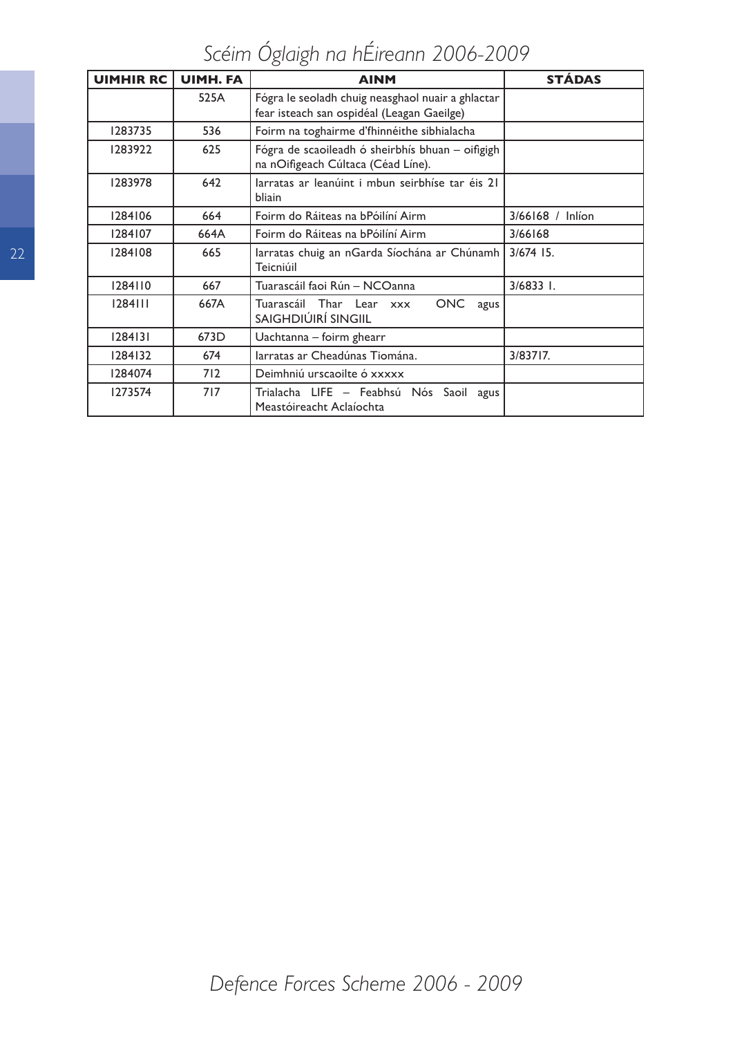| UIMHIR RC | UIMH. FA | AINM | STÁDAS |
|---|---|---|---|
| | 525A | Fógra le seoladh chuig neasghaol nuair a ghlactar fear isteach san ospidéal (Leagan Gaeilge) | |
| 1283735 | 536 | Foirm na toghairme d'fhinnéithe sibhialacha | |
| 1283922 | 625 | Fógra de scaoileadh ó sheirbhís bhuan – oifigigh na nOifigeach Cúltaca (Céad Líne). | |
| 1283978 | 642 | Iarratas ar leanúint i mbun seirbhíse tar éis 21 bliain | |
| 1284106 | 664 | Foirm do Ráiteas na bPóilíní Airm | 3/66168 / Inlíon |
| 1284107 | 664A | Foirm do Ráiteas na bPóilíní Airm | 3/66168 |
| 1284108 | 665 | Iarratas chuig an nGarda Síochána ar Chúnamh Teicniúil | 3/674 15. |
| 1284110 | 667 | Tuarascáil faoi Rún – NCOanna | 3/6833 1. |
| 1284111 | 667A | Tuarascáil Thar Lear xxx ONC agus SAIGHDIÚIRÍ SINGIIL | |
| 1284131 | 673D | Uachtanna – foirm ghearr | |
| 1284132 | 674 | Iarratas ar Cheadúnas Tiomána. | 3/83717. |
| 1284074 | 712 | Deimhniú urscaoilte ó xxxxx | |
| 1273574 | 717 | Trialacha LIFE – Feabhsú Nós Saoil agus Meastóireacht Aclaíochta | |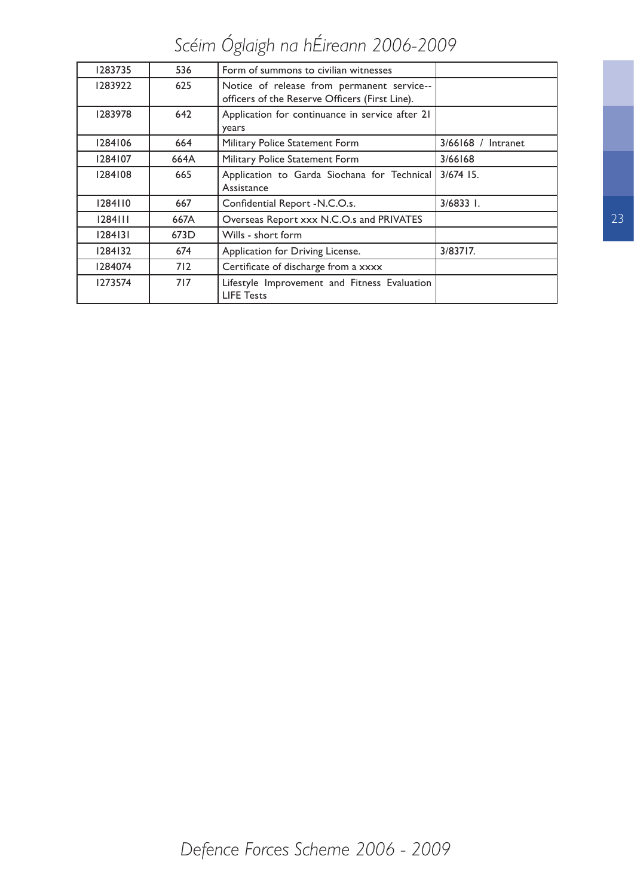| | | | |
|---|---|---|---|
| 1283735 | 536 | Form of summons to civilian witnesses | |
| 1283922 | 625 | Notice of release from permanent service--officers of the Reserve Officers (First Line). | |
| 1283978 | 642 | Application for continuance in service after 21 years | |
| 1284106 | 664 | Military Police Statement Form | 3/66168 / Intranet |
| 1284107 | 664A | Military Police Statement Form | 3/66168 |
| 1284108 | 665 | Application to Garda Siochana for Technical Assistance | 3/674 15. |
| 1284110 | 667 | Confidential Report -N.C.O.s. | 3/6833 1. |
| 1284111 | 667A | Overseas Report xxx N.C.O.s and PRIVATES | |
| 1284131 | 673D | Wills - short form | |
| 1284132 | 674 | Application for Driving License. | 3/83717. |
| 1284074 | 712 | Certificate of discharge from a xxxx | |
| 1273574 | 717 | Lifestyle Improvement and Fitness Evaluation LIFE Tests | |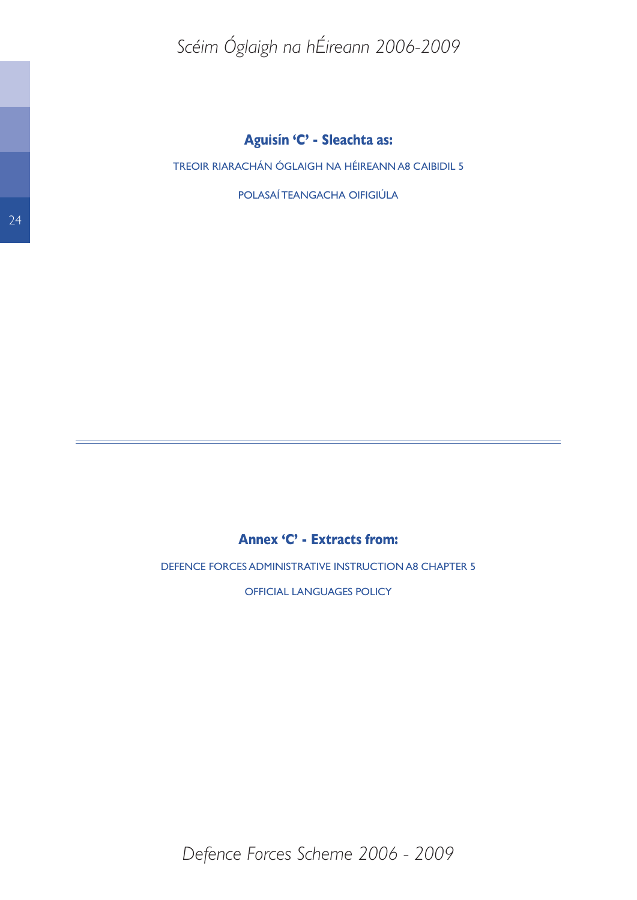## Aguisín 'C' - Sleachta as:

TREOIR RIARACHÁN ÓGLAIGH NA HÉIREANN A8 CAIBIDIL 5

POLASAÍ TEANGACHA OIFIGIÚLA

---

## Annex 'C' - Extracts from:

DEFENCE FORCES ADMINISTRATIVE INSTRUCTION A8 CHAPTER 5

OFFICIAL LANGUAGES POLICY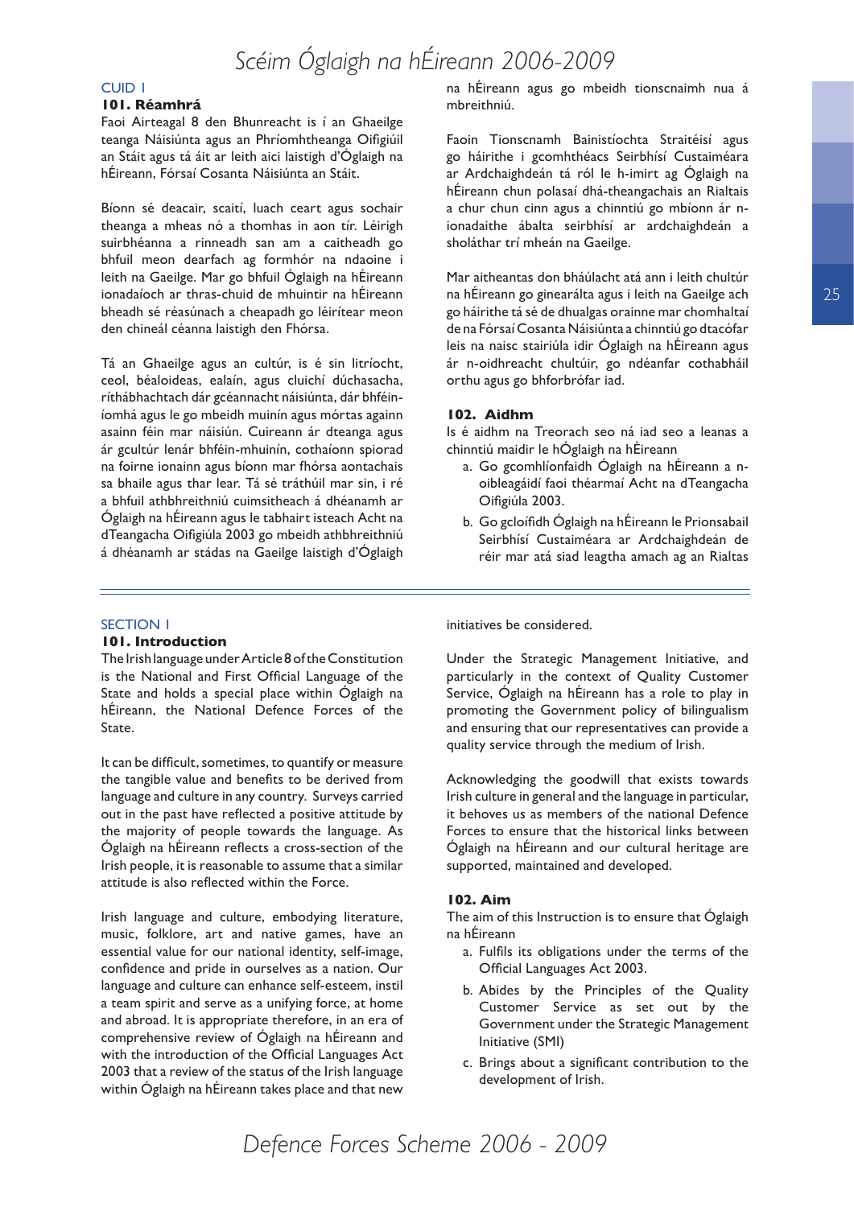## CUID I

### 101. Réamhrá

Faoi Airteagal 8 den Bhunreacht is í an Ghaeilge teanga Náisiúnta agus an Phríomhtheanga Oifigiúil an Stáit agus tá áit ar leith aici laistigh d'Óglaigh na hÉireann, Fórsaí Cosanta Náisiúnta an Stáit.

Bíonn sé deacair, scaití, luach ceart agus sochair theanga a mheas nó a thomhas in aon tír. Léirigh suirbhéanna a rinneadh san am a caitheadh go bhfuil meon dearfach ag formhór na ndaoine i leith na Gaeilge. Mar go bhfuil Óglaigh na hÉireann ionadaíoch ar thras-chuid de mhuintir na hÉireann bheadh sé réasúnach a cheapadh go léirítear meon den chineál céanna laistigh den Fhórsa.

Tá an Ghaeilge agus an cultúr, is é sin litríocht, ceol, béaloideas, ealaín, agus cluichí dúchasacha, ríthábhachtach dár gcéannacht náisiúnta, dár bhféin-íomhá agus le go mbeidh muinín agus mórtas againn asainn féin mar náisiún. Cuireann ár dteanga agus ár gcultúr lenár bhféin-mhuinín, cothaíonn spiorad na foirne ionainn agus bíonn mar fhórsa aontachais sa bhaile agus thar lear. Tá sé tráthúil mar sin, i ré a bhfuil athbhreithniú cuimsitheach á dhéanamh ar Óglaigh na hÉireann agus le tabhairt isteach Acht na dTeangacha Oifigiúla 2003 go mbeidh athbhreithniú á dhéanamh ar stádas na Gaeilge laistigh d'Óglaigh na hÉireann agus go mbeidh tionscnaimh nua á mbreithniú.

Faoin Tionscnamh Bainistíochta Straitéisí agus go háirithe i gcomhthéacs Seirbhísí Custaiméara ar Ardchaighdeán tá ról le h-imirt ag Óglaigh na hÉireann chun polasaí dhá-theangachais an Rialtais a chur chun cinn agus a chinntiú go mbíonn ár n-ionadaithe ábalta seirbhísí ar ardchaighdeán a sholáthar trí mheán na Gaeilge.

Mar aitheantas don bháúlacht atá ann i leith chultúr na hÉireann go ginearálta agus i leith na Gaeilge ach go háirithe tá sé de dhualgas orainne mar chomhaltaí de na Fórsaí Cosanta Náisiúnta a chinntiú go dtacófar leis na naisc stairiúla idir Óglaigh na hÉireann agus ár n-oidhreacht chultúir, go ndéanfar cothabháil orthu agus go bhforbrófar iad.

### 102. Aidhm

Is é aidhm na Treorach seo ná iad seo a leanas a chinntiú maidir le hÓglaigh na hÉireann

a. Go gcomhlíonfaidh Óglaigh na hÉireann a n-oibleagáidí faoi théarmaí Acht na dTeangacha Oifigiúla 2003.

b. Go gcloífidh Óglaigh na hÉireann le Prionsabail Seirbhísí Custaiméara ar Ardchaighdeán de réir mar atá siad leagtha amach ag an Rialtas

---

## SECTION I

### 101. Introduction

The Irish language under Article 8 of the Constitution is the National and First Official Language of the State and holds a special place within Óglaigh na hÉireann, the National Defence Forces of the State.

It can be difficult, sometimes, to quantify or measure the tangible value and benefits to be derived from language and culture in any country. Surveys carried out in the past have reflected a positive attitude by the majority of people towards the language. As Óglaigh na hÉireann reflects a cross-section of the Irish people, it is reasonable to assume that a similar attitude is also reflected within the Force.

Irish language and culture, embodying literature, music, folklore, art and native games, have an essential value for our national identity, self-image, confidence and pride in ourselves as a nation. Our language and culture can enhance self-esteem, instil a team spirit and serve as a unifying force, at home and abroad. It is appropriate therefore, in an era of comprehensive review of Óglaigh na hÉireann and with the introduction of the Official Languages Act 2003 that a review of the status of the Irish language within Óglaigh na hÉireann takes place and that new initiatives be considered.

Under the Strategic Management Initiative, and particularly in the context of Quality Customer Service, Óglaigh na hÉireann has a role to play in promoting the Government policy of bilingualism and ensuring that our representatives can provide a quality service through the medium of Irish.

Acknowledging the goodwill that exists towards Irish culture in general and the language in particular, it behoves us as members of the national Defence Forces to ensure that the historical links between Óglaigh na hÉireann and our cultural heritage are supported, maintained and developed.

### 102. Aim

The aim of this Instruction is to ensure that Óglaigh na hÉireann

a. Fulfils its obligations under the terms of the Official Languages Act 2003.

b. Abides by the Principles of the Quality Customer Service as set out by the Government under the Strategic Management Initiative (SMI)

c. Brings about a significant contribution to the development of Irish.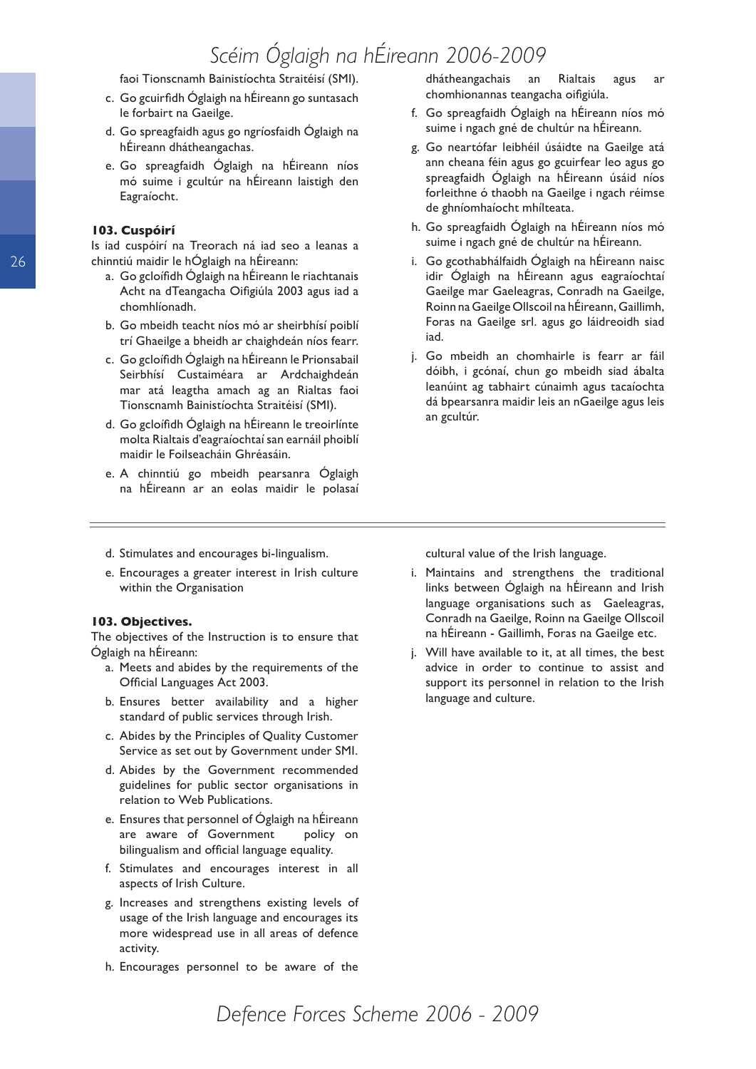faoi Tionscnamh Bainistíochta Straitéisí (SMI).

c. Go gcuirfidh Óglaigh na hÉireann go suntasach le forbairt na Gaeilge.

d. Go spreagfaidh agus go ngríosfaidh Óglaigh na hÉireann dhátheangachas.

e. Go spreagfaidh Óglaigh na hÉireann níos mó suime i gcultúr na hÉireann laistigh den Eagraíocht.

**103. Cuspóirí**

Is iad cuspóirí na Treorach ná iad seo a leanas a chinntiú maidir le hÓglaigh na hÉireann:

a. Go gcloífidh Óglaigh na hÉireann le riachtanais Acht na dTeangacha Oifigiúla 2003 agus iad a chomhlíonadh.

b. Go mbeidh teacht níos mó ar sheirbhísí poiblí trí Ghaeilge a bheidh ar chaighdeán níos fearr.

c. Go gcloífidh Óglaigh na hÉireann le Prionsabail Seirbhísí Custaiméara ar Ardchaighdeán mar atá leagtha amach ag an Rialtas faoi Tionscnamh Bainistíochta Straitéisí (SMI).

d. Go gcloífidh Óglaigh na hÉireann le treoirlínte molta Rialtais d'eagraíochtaí san earnáil phoiblí maidir le Foilseacháin Ghréasáin.

e. A chinntiú go mbeidh pearsanra Óglaigh na hÉireann ar an eolas maidir le polasaí dhátheangachais an Rialtais agus ar chomhionannas teangacha oifigiúla.

f. Go spreagfaidh Óglaigh na hÉireann níos mó suime i ngach gné de chultúr na hÉireann.

g. Go neartófar leibhéil úsáidte na Gaeilge atá ann cheana féin agus go gcuirfear leo agus go spreagfaidh Óglaigh na hÉireann úsáid níos forleithne ó thaobh na Gaeilge i ngach réimse de ghníomhaíocht mhílteata.

h. Go spreagfaidh Óglaigh na hÉireann níos mó suime i ngach gné de chultúr na hÉireann.

i. Go gcothabhálfaidh Óglaigh na hÉireann naisc idir Óglaigh na hÉireann agus eagraíochtaí Gaeilge mar Gaeleagras, Conradh na Gaeilge, Roinn na Gaeilge Ollscoil na hÉireann, Gaillimh, Foras na Gaeilge srl. agus go láidreoidh siad iad.

j. Go mbeidh an chomhairle is fearr ar fáil dóibh, i gcónaí, chun go mbeidh siad ábalta leanúint ag tabhairt cúnaimh agus tacaíochta dá bpearsanra maidir leis an nGaeilge agus leis an gcultúr.

---

d. Stimulates and encourages bi-lingualism.

e. Encourages a greater interest in Irish culture within the Organisation

**103. Objectives.**

The objectives of the Instruction is to ensure that Óglaigh na hÉireann:

a. Meets and abides by the requirements of the Official Languages Act 2003.

b. Ensures better availability and a higher standard of public services through Irish.

c. Abides by the Principles of Quality Customer Service as set out by Government under SMI.

d. Abides by the Government recommended guidelines for public sector organisations in relation to Web Publications.

e. Ensures that personnel of Óglaigh na hÉireann are aware of Government policy on bilingualism and official language equality.

f. Stimulates and encourages interest in all aspects of Irish Culture.

g. Increases and strengthens existing levels of usage of the Irish language and encourages its more widespread use in all areas of defence activity.

h. Encourages personnel to be aware of the cultural value of the Irish language.

i. Maintains and strengthens the traditional links between Óglaigh na hÉireann and Irish language organisations such as Gaeleagras, Conradh na Gaeilge, Roinn na Gaeilge Ollscoil na hÉireann - Gaillimh, Foras na Gaeilge etc.

j. Will have available to it, at all times, the best advice in order to continue to assist and support its personnel in relation to the Irish language and culture.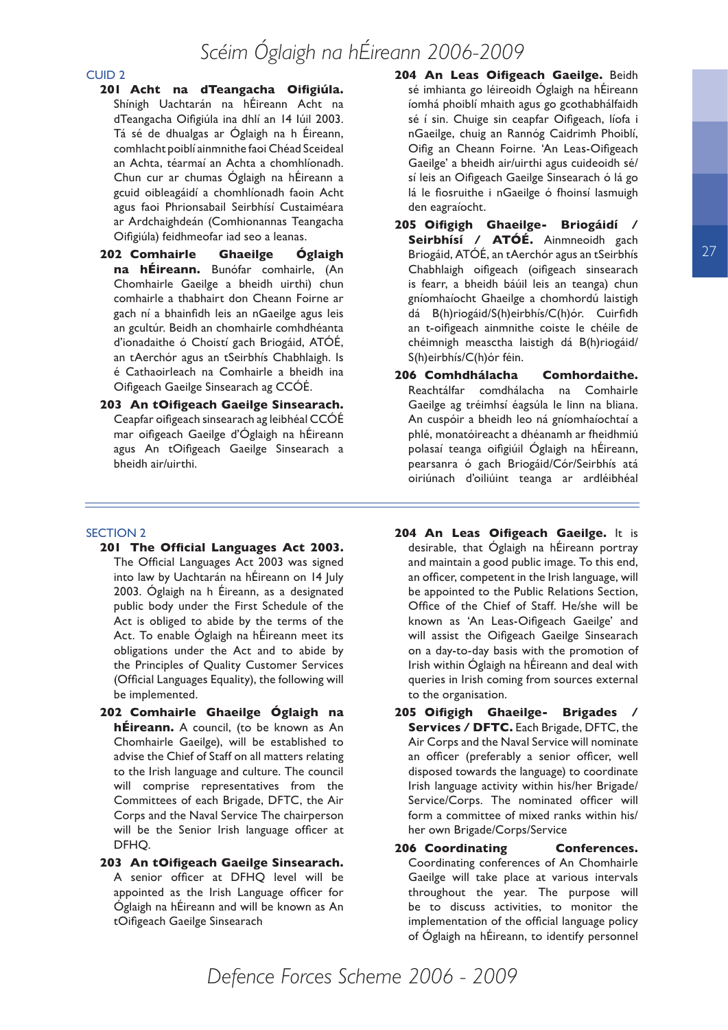## CUID 2

**201 Acht na dTeangacha Oifigiúla.** Shínigh Uachtarán na hÉireann Acht na dTeangacha Oifigiúla ina dhlí an 14 Iúil 2003. Tá sé de dhualgas ar Óglaigh na h Éireann, comhlacht poiblí ainmnithe faoi Chéad Sceideal an Achta, téarmaí an Achta a chomhlíonadh. Chun cur ar chumas Óglaigh na hÉireann a gcuid oibleagáidí a chomhlíonadh faoin Acht agus faoi Phrionsabail Seirbhísí Custaiméara ar Ardchaighdeán (Comhionannas Teangacha Oifigiúla) feidhmeofar iad seo a leanas.

**202 Comhairle Ghaeilge Óglaigh na hÉireann.** Bunófar comhairle, (An Chomhairle Gaeilge a bheidh uirthi) chun comhairle a thabhairt don Cheann Foirne ar gach ní a bhainfidh leis an nGaeilge agus leis an gcultúr. Beidh an chomhairle comhdhéanta d'ionadaithe ó Choistí gach Briogáid, ATÓÉ, an tAerchór agus an tSeirbhís Chabhlaigh. Is é Cathaoirleach na Comhairle a bheidh ina Oifigeach Gaeilge Sinsearach ag CCÓÉ.

**203 An tOifigeach Gaeilge Sinsearach.** Ceapfar oifigeach sinsearach ag leibhéal CCÓÉ mar oifigeach Gaeilge d'Óglaigh na hÉireann agus An tOifigeach Gaeilge Sinsearach a bheidh air/uirthi.

**204 An Leas Oifigeach Gaeilge.** Beidh sé imhianta go léireoidh Óglaigh na hÉireann íomhá phoiblí mhaith agus go gcothabhálfaidh sé í sin. Chuige sin ceapfar Oifigeach, líofa i nGaeilge, chuig an Rannóg Caidrimh Phoiblí, Oifig an Cheann Foirne. 'An Leas-Oifigeach Gaeilge' a bheidh air/uirthi agus cuideoidh sé/sí leis an Oifigeach Gaeilge Sinsearach ó lá go lá le fiosruithe i nGaeilge ó fhoinsí lasmuigh den eagraíocht.

**205 Oifigigh Ghaeilge- Briogáidí / Seirbhísí / ATÓÉ.** Ainmneoidh gach Briogáid, ATÓÉ, an tAerchór agus an tSeirbhís Chabhlaigh oifigeach (oifigeach sinsearach is fearr, a bheidh báúil leis an teanga) chun gníomhaíocht Ghaeilge a chomhordú laistigh dá B(h)riogáid/S(h)eirbhís/C(h)ór. Cuirfidh an t-oifigeach ainmnithe coiste le chéile de chéimnigh measctha laistigh dá B(h)riogáid/S(h)eirbhís/C(h)ór féin.

**206 Comhdhálacha Comhordaithe.** Reachtálfar comhdhálacha na Comhairle Gaeilge ag tréimhsí éagsúla le linn na bliana. An cuspóir a bheidh leo ná gníomhaíochtaí a phlé, monatóireacht a dhéanamh ar fheidhmiú polasaí teanga oifigiúil Óglaigh na hÉireann, pearsanra ó gach Briogáid/Cór/Seirbhís atá oiriúnach d'oiliúint teanga ar ardléibhéal

---

## SECTION 2

**201 The Official Languages Act 2003.** The Official Languages Act 2003 was signed into law by Uachtarán na hÉireann on 14 July 2003. Óglaigh na h Éireann, as a designated public body under the First Schedule of the Act is obliged to abide by the terms of the Act. To enable Óglaigh na hÉireann meet its obligations under the Act and to abide by the Principles of Quality Customer Services (Official Languages Equality), the following will be implemented.

**202 Comhairle Ghaeilge Óglaigh na hÉireann.** A council, (to be known as An Chomhairle Gaeilge), will be established to advise the Chief of Staff on all matters relating to the Irish language and culture. The council will comprise representatives from the Committees of each Brigade, DFTC, the Air Corps and the Naval Service The chairperson will be the Senior Irish language officer at DFHQ.

**203 An tOifigeach Gaeilge Sinsearach.** A senior officer at DFHQ level will be appointed as the Irish Language officer for Óglaigh na hÉireann and will be known as An tOifigeach Gaeilge Sinsearach

**204 An Leas Oifigeach Gaeilge.** It is desirable, that Óglaigh na hÉireann portray and maintain a good public image. To this end, an officer, competent in the Irish language, will be appointed to the Public Relations Section, Office of the Chief of Staff. He/she will be known as 'An Leas-Oifigeach Gaeilge' and will assist the Oifigeach Gaeilge Sinsearach on a day-to-day basis with the promotion of Irish within Óglaigh na hÉireann and deal with queries in Irish coming from sources external to the organisation.

**205 Oifigigh Ghaeilge- Brigades / Services / DFTC.** Each Brigade, DFTC, the Air Corps and the Naval Service will nominate an officer (preferably a senior officer, well disposed towards the language) to coordinate Irish language activity within his/her Brigade/Service/Corps. The nominated officer will form a committee of mixed ranks within his/her own Brigade/Corps/Service

**206 Coordinating Conferences.** Coordinating conferences of An Chomhairle Gaeilge will take place at various intervals throughout the year. The purpose will be to discuss activities, to monitor the implementation of the official language policy of Óglaigh na hÉireann, to identify personnel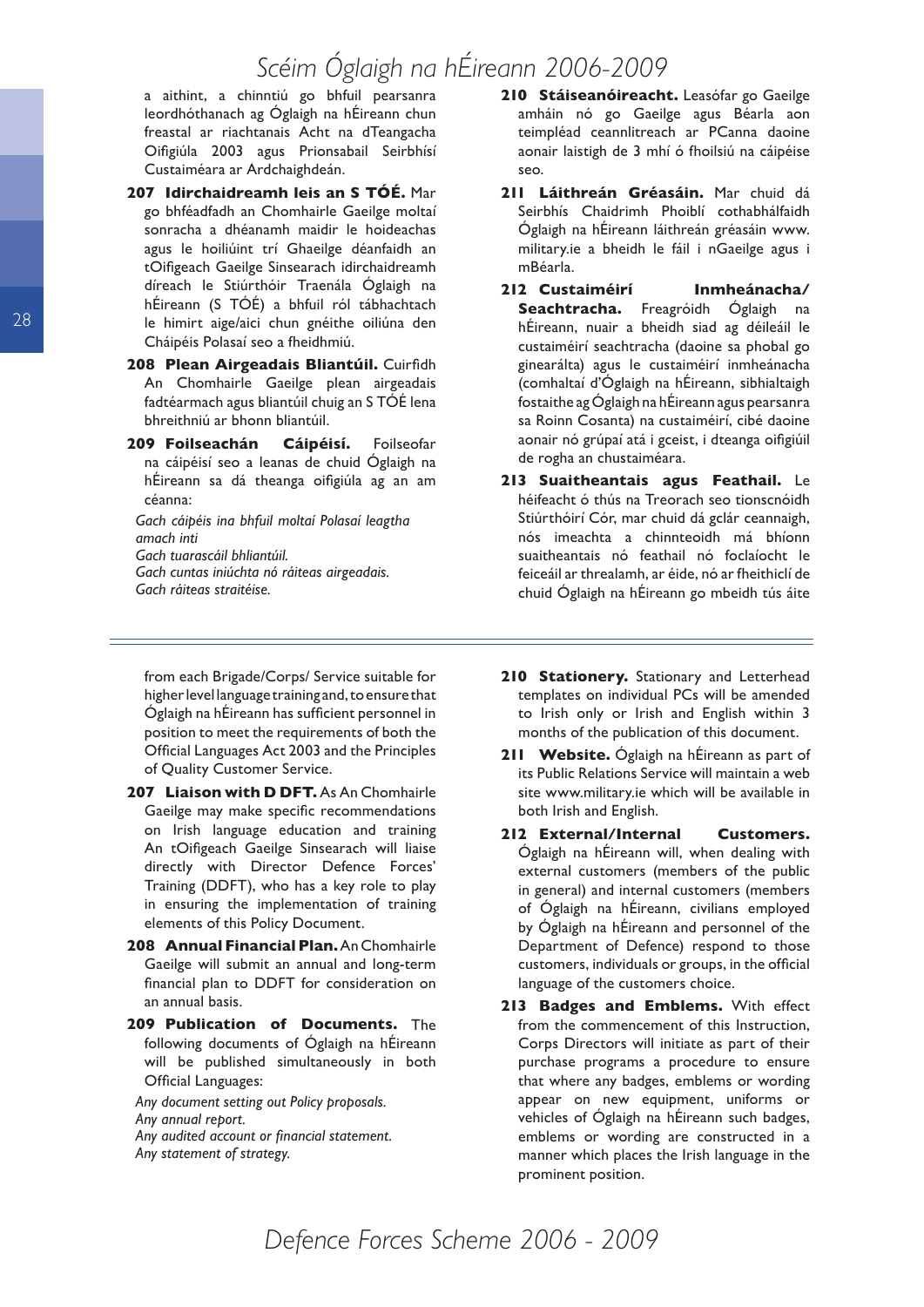a aithint, a chinntiú go bhfuil pearsanra leordhóthanach ag Óglaigh na hÉireann chun freastal ar riachtanais Acht na dTeangacha Oifigiúla 2003 agus Prionsabail Seirbhísí Custaiméara ar Ardchaighdeán.

**207 Idirchaidreamh leis an S TÓÉ.** Mar go bhféadfadh an Chomhairle Gaeilge moltaí sonracha a dhéanamh maidir le hoideachas agus le hoiliúint trí Ghaeilge déanfaidh an tOifigeach Gaeilge Sinsearach idirchaidreamh díreach le Stiúrthóir Traenála Óglaigh na hÉireann (S TÓÉ) a bhfuil ról tábhachtach le himirt aige/aici chun gnéithe oiliúna den Cháipéis Polasaí seo a fheidhmiú.

**208 Plean Airgeadais Bliantúil.** Cuirfidh An Chomhairle Gaeilge plean airgeadais fadtéarmach agus bliantúil chuig an S TÓÉ lena bhreithniú ar bhonn bliantúil.

**209 Foilseachán Cáipéisí.** Foilseofar na cáipéisí seo a leanas de chuid Óglaigh na hÉireann sa dá theanga oifigiúla ag an am céanna:

*Gach cáipéis ina bhfuil moltaí Polasaí leagtha amach inti*
*Gach tuarascáil bhliantúil.*
*Gach cuntas iniúchta nó ráiteas airgeadais.*
*Gach ráiteas straitéise.*

**210 Stáiseanóireacht.** Leasófar go Gaeilge amháin nó go Gaeilge agus Béarla aon teimpléad ceannlitreach ar PCanna daoine aonair laistigh de 3 mhí ó fhoilsiú na cáipéise seo.

**211 Láithreán Gréasáin.** Mar chuid dá Seirbhís Chaidrimh Phoiblí cothabhálfaidh Óglaigh na hÉireann láithreán gréasáin www.military.ie a bheidh le fáil i nGaeilge agus i mBéarla.

**212 Custaiméirí Inmheánacha/ Seachtracha.** Freagróidh Óglaigh na hÉireann, nuair a bheidh siad ag déileáil le custaiméirí seachtracha (daoine sa phobal go ginearálta) agus le custaiméirí inmheánacha (comhaltaí d'Óglaigh na hÉireann, sibhialtaigh fostaithe ag Óglaigh na hÉireann agus pearsanra sa Roinn Cosanta) na custaiméirí, cibé daoine aonair nó grúpaí atá i gceist, i dteanga oifigiúil de rogha an chustaiméara.

**213 Suaitheantais agus Feathail.** Le héifeacht ó thús na Treorach seo tionscnóidh Stiúrthóirí Cór, mar chuid dá gclár ceannaigh, nós imeachta a chinnteoidh má bhíonn suaitheantais nó feathail nó foclaíocht le feiceáil ar threalamh, ar éide, nó ar fheithiclí de chuid Óglaigh na hÉireann go mbeidh tús áite

---

from each Brigade/Corps/ Service suitable for higher level language training and, to ensure that Óglaigh na hÉireann has sufficient personnel in position to meet the requirements of both the Official Languages Act 2003 and the Principles of Quality Customer Service.

**207 Liaison with D DFT.** As An Chomhairle Gaeilge may make specific recommendations on Irish language education and training An tOifigeach Gaeilge Sinsearach will liaise directly with Director Defence Forces' Training (DDFT), who has a key role to play in ensuring the implementation of training elements of this Policy Document.

**208 Annual Financial Plan.** An Chomhairle Gaeilge will submit an annual and long-term financial plan to DDFT for consideration on an annual basis.

**209 Publication of Documents.** The following documents of Óglaigh na hÉireann will be published simultaneously in both Official Languages:

*Any document setting out Policy proposals.*
*Any annual report.*
*Any audited account or financial statement.*
*Any statement of strategy.*

**210 Stationery.** Stationary and Letterhead templates on individual PCs will be amended to Irish only or Irish and English within 3 months of the publication of this document.

**211 Website.** Óglaigh na hÉireann as part of its Public Relations Service will maintain a web site www.military.ie which will be available in both Irish and English.

**212 External/Internal Customers.** Óglaigh na hÉireann will, when dealing with external customers (members of the public in general) and internal customers (members of Óglaigh na hÉireann, civilians employed by Óglaigh na hÉireann and personnel of the Department of Defence) respond to those customers, individuals or groups, in the official language of the customers choice.

**213 Badges and Emblems.** With effect from the commencement of this Instruction, Corps Directors will initiate as part of their purchase programs a procedure to ensure that where any badges, emblems or wording appear on new equipment, uniforms or vehicles of Óglaigh na hÉireann such badges, emblems or wording are constructed in a manner which places the Irish language in the prominent position.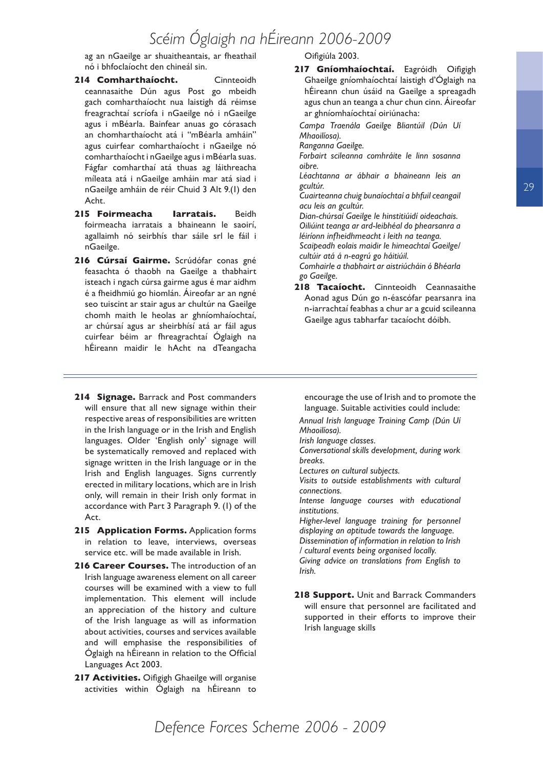ag an nGaeilge ar shuaitheantais, ar fheathail nó i bhfoclaíocht den chineál sin.

**214 Comharthaíocht.** Cinnteoidh ceannasaithe Dún agus Post go mbeidh gach comharthaíocht nua laistigh dá réimse freagrachtaí scríofa i nGaeilge nó i nGaeilge agus i mBéarla. Bainfear anuas go córasach an chomharthaíocht atá i "mBéarla amháin" agus cuirfear comharthaíocht i nGaeilge nó comharthaíocht i nGaeilge agus i mBéarla suas. Fágfar comharthaí atá thuas ag láithreacha míleata atá i nGaeilge amháin mar atá siad i nGaeilge amháin de réir Chuid 3 Alt 9.(1) den Acht.

**215 Foirmeacha Iarratais.** Beidh foirmeacha iarratais a bhaineann le saoirí, agallaimh nó seirbhís thar sáile srl le fáil i nGaeilge.

**216 Cúrsaí Gairme.** Scrúdófar conas gné feasachta ó thaobh na Gaeilge a thabhairt isteach i ngach cúrsa gairme agus é mar aidhm é a fheidhmiú go hiomlán. Áireofar ar an ngné seo tuiscint ar stair agus ar chultúr na Gaeilge chomh maith le heolas ar ghníomhaíochtaí, ar chúrsaí agus ar sheirbhísí atá ar fáil agus cuirfear béim ar fhreagrachtaí Óglaigh na hÉireann maidir le hAcht na dTeangacha Oifigiúla 2003.

**217 Gníomhaíochtaí.** Eagróidh Oifigigh Ghaeilge gníomhaíochtaí laistigh d'Óglaigh na hÉireann chun úsáid na Gaeilge a spreagadh agus chun an teanga a chur chun cinn. Áireofar ar ghníomhaíochtaí oiriúnacha:

*Campa Traenála Gaeilge Bliantúil (Dún Uí Mhaoilíosa).*
*Ranganna Gaeilge.*
*Forbairt scileanna comhráite le linn sosanna oibre.*
*Léachtanna ar ábhair a bhaineann leis an gcultúr.*
*Cuairteanna chuig bunaíochtaí a bhfuil ceangail acu leis an gcultúr.*
*Dian-chúrsaí Gaeilge le hinstitiúidí oideachais.*
*Oiliúint teanga ar ard-leibhéal do phearsanra a léiríonn infheidhmeacht i leith na teanga.*
*Scaipeadh eolais maidir le himeachtaí Gaeilge/ cultúir atá á n-eagrú go háitiúil.*
*Comhairle a thabhairt ar aistriúcháin ó Bhéarla go Gaeilge.*

**218 Tacaíocht.** Cinnteoidh Ceannasaithe Aonad agus Dún go n-éascófar pearsanra ina n-iarrachtaí feabhas a chur ar a gcuid scileanna Gaeilge agus tabharfar tacaíocht dóibh.

---

**214 Signage.** Barrack and Post commanders will ensure that all new signage within their respective areas of responsibilities are written in the Irish language or in the Irish and English languages. Older 'English only' signage will be systematically removed and replaced with signage written in the Irish language or in the Irish and English languages. Signs currently erected in military locations, which are in Irish only, will remain in their Irish only format in accordance with Part 3 Paragraph 9. (I) of the Act.

**215 Application Forms.** Application forms in relation to leave, interviews, overseas service etc. will be made available in Irish.

**216 Career Courses.** The introduction of an Irish language awareness element on all career courses will be examined with a view to full implementation. This element will include an appreciation of the history and culture of the Irish language as will as information about activities, courses and services available and will emphasise the responsibilities of Óglaigh na hÉireann in relation to the Official Languages Act 2003.

**217 Activities.** Oifigigh Ghaeilge will organise activities within Óglaigh na hÉireann to encourage the use of Irish and to promote the language. Suitable activities could include:

*Annual Irish language Training Camp (Dún Uí Mhaoilíosa).*
*Irish language classes.*
*Conversational skills development, during work breaks.*
*Lectures on cultural subjects.*
*Visits to outside establishments with cultural connections.*
*Intense language courses with educational institutions.*
*Higher-level language training for personnel displaying an aptitude towards the language.*
*Dissemination of information in relation to Irish / cultural events being organised locally.*
*Giving advice on translations from English to Irish.*

**218 Support.** Unit and Barrack Commanders will ensure that personnel are facilitated and supported in their efforts to improve their Irish language skills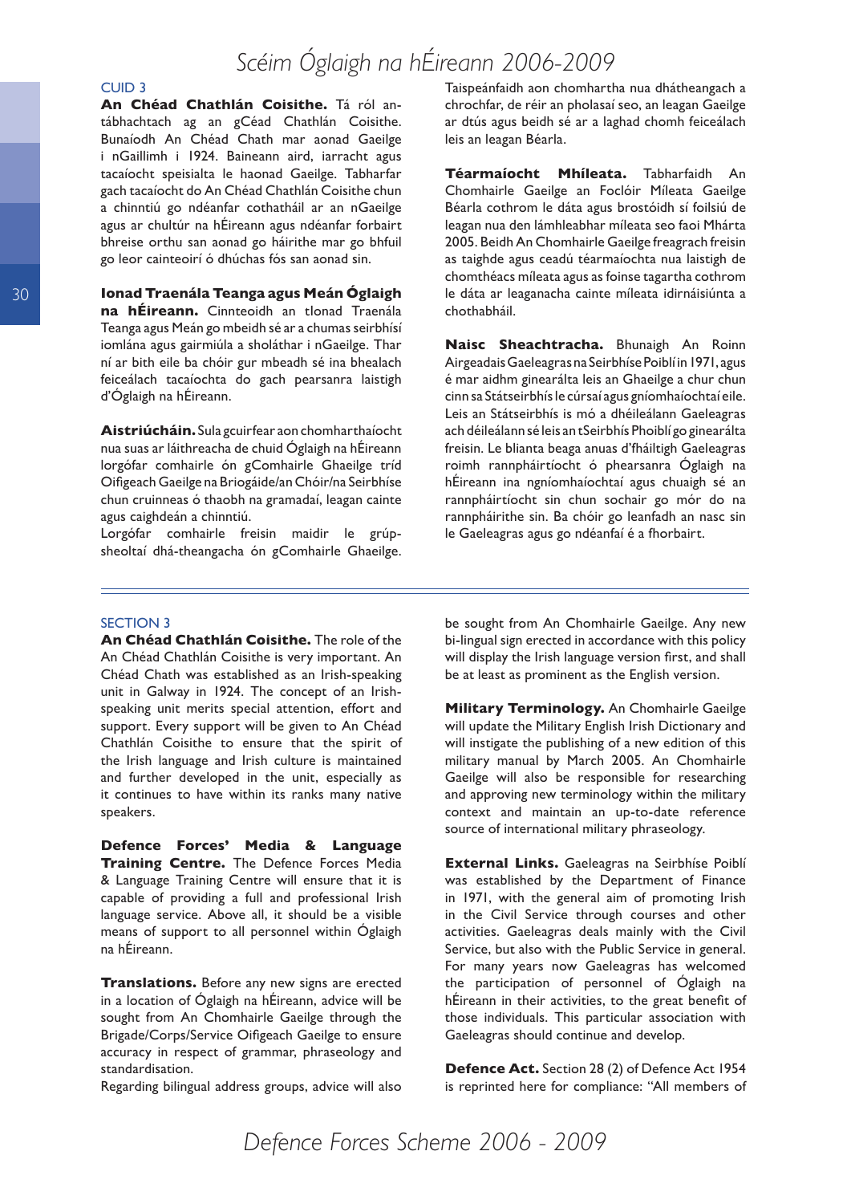## CUID 3

**An Chéad Chathlán Coisithe.** Tá ról an-tábhachtach ag an gCéad Chathlán Coisithe. Bunaíodh An Chéad Chath mar aonad Gaeilge i nGaillimh i 1924. Baineann aird, iarracht agus tacaíocht speisialta le haonad Gaeilge. Tabharfar gach tacaíocht do An Chéad Chathlán Coisithe chun a chinntiú go ndéanfar cothatháil ar an nGaeilge agus ar chultúr na hÉireann agus ndéanfar forbairt bhreise orthu san aonad go háirithe mar go bhfuil go leor cainteoirí ó dhúchas fós san aonad sin.

**Ionad Traenála Teanga agus Meán Óglaigh na hÉireann.** Cinnteoidh an tIonad Traenála Teanga agus Meán go mbeidh sé ar a chumas seirbhísí iomlána agus gairmiúla a sholáthar i nGaeilge. Thar ní ar bith eile ba chóir gur mbeadh sé ina bhealach feiceálach tacaíochta do gach pearsanra laistigh d'Óglaigh na hÉireann.

**Aistriúcháin.** Sula gcuirfear aon chomharthaíocht nua suas ar láithreacha de chuid Óglaigh na hÉireann lorgófar comhairle ón gComhairle Ghaeilge tríd Oifigeach Gaeilge na Briogáide/an Chóir/na Seirbhíse chun cruinneas ó thaobh na gramadaí, leagan cainte agus caighdeán a chinntiú.

Lorgófar comhairle freisin maidir le grúp-sheoltaí dhá-theangacha ón gComhairle Ghaeilge. Taispeánfaidh aon chomhartha nua dhátheangach a chrochfar, de réir an pholasaí seo, an leagan Gaeilge ar dtús agus beidh sé ar a laghad chomh feiceálach leis an leagan Béarla.

**Téarmaíocht Mhíleata.** Tabharfaidh An Chomhairle Gaeilge an Foclóir Míleata Gaeilge Béarla cothrom le dáta agus brostóidh sí foilsiú de leagan nua den lámhleabhar míleata seo faoi Mhárta 2005. Beidh An Chomhairle Gaeilge freagrach freisin as taighde agus ceadú téarmaíochta nua laistigh de chomthéacs míleata agus as foinse tagartha cothrom le dáta ar leaganacha cainte míleata idirnáisiúnta a chothabháil.

**Naisc Sheachtracha.** Bhunaigh An Roinn Airgeadais Gaeleagras na Seirbhíse Poiblí in 1971, agus é mar aidhm ginearálta leis an Ghaeilge a chur chun cinn sa Státseirbhís le cúrsaí agus gníomhaíochtaí eile. Leis an Státseirbhís is mó a dhéileálann Gaeleagras ach déileálann sé leis an tSeirbhís Phoiblí go ginearálta freisin. Le blianta beaga anuas d'fháiltigh Gaeleagras roimh rannpháirtíocht ó phearsanra Óglaigh na hÉireann ina ngníomhaíochtaí agus chuaigh sé an rannpháirtíocht sin chun sochair go mór do na rannpháirithe sin. Ba chóir go leanfadh an nasc sin le Gaeleagras agus go ndéanfaí é a fhorbairt.

---

## SECTION 3

**An Chéad Chathlán Coisithe.** The role of the An Chéad Chathlán Coisithe is very important. An Chéad Chath was established as an Irish-speaking unit in Galway in 1924. The concept of an Irish-speaking unit merits special attention, effort and support. Every support will be given to An Chéad Chathlán Coisithe to ensure that the spirit of the Irish language and Irish culture is maintained and further developed in the unit, especially as it continues to have within its ranks many native speakers.

**Defence Forces' Media & Language Training Centre.** The Defence Forces Media & Language Training Centre will ensure that it is capable of providing a full and professional Irish language service. Above all, it should be a visible means of support to all personnel within Óglaigh na hÉireann.

**Translations.** Before any new signs are erected in a location of Óglaigh na hÉireann, advice will be sought from An Chomhairle Gaeilge through the Brigade/Corps/Service Oifigeach Gaeilge to ensure accuracy in respect of grammar, phraseology and standardisation.

Regarding bilingual address groups, advice will also be sought from An Chomhairle Gaeilge. Any new bi-lingual sign erected in accordance with this policy will display the Irish language version first, and shall be at least as prominent as the English version.

**Military Terminology.** An Chomhairle Gaeilge will update the Military English Irish Dictionary and will instigate the publishing of a new edition of this military manual by March 2005. An Chomhairle Gaeilge will also be responsible for researching and approving new terminology within the military context and maintain an up-to-date reference source of international military phraseology.

**External Links.** Gaeleagras na Seirbhíse Poiblí was established by the Department of Finance in 1971, with the general aim of promoting Irish in the Civil Service through courses and other activities. Gaeleagras deals mainly with the Civil Service, but also with the Public Service in general. For many years now Gaeleagras has welcomed the participation of personnel of Óglaigh na hÉireann in their activities, to the great benefit of those individuals. This particular association with Gaeleagras should continue and develop.

**Defence Act.** Section 28 (2) of Defence Act 1954 is reprinted here for compliance: "All members of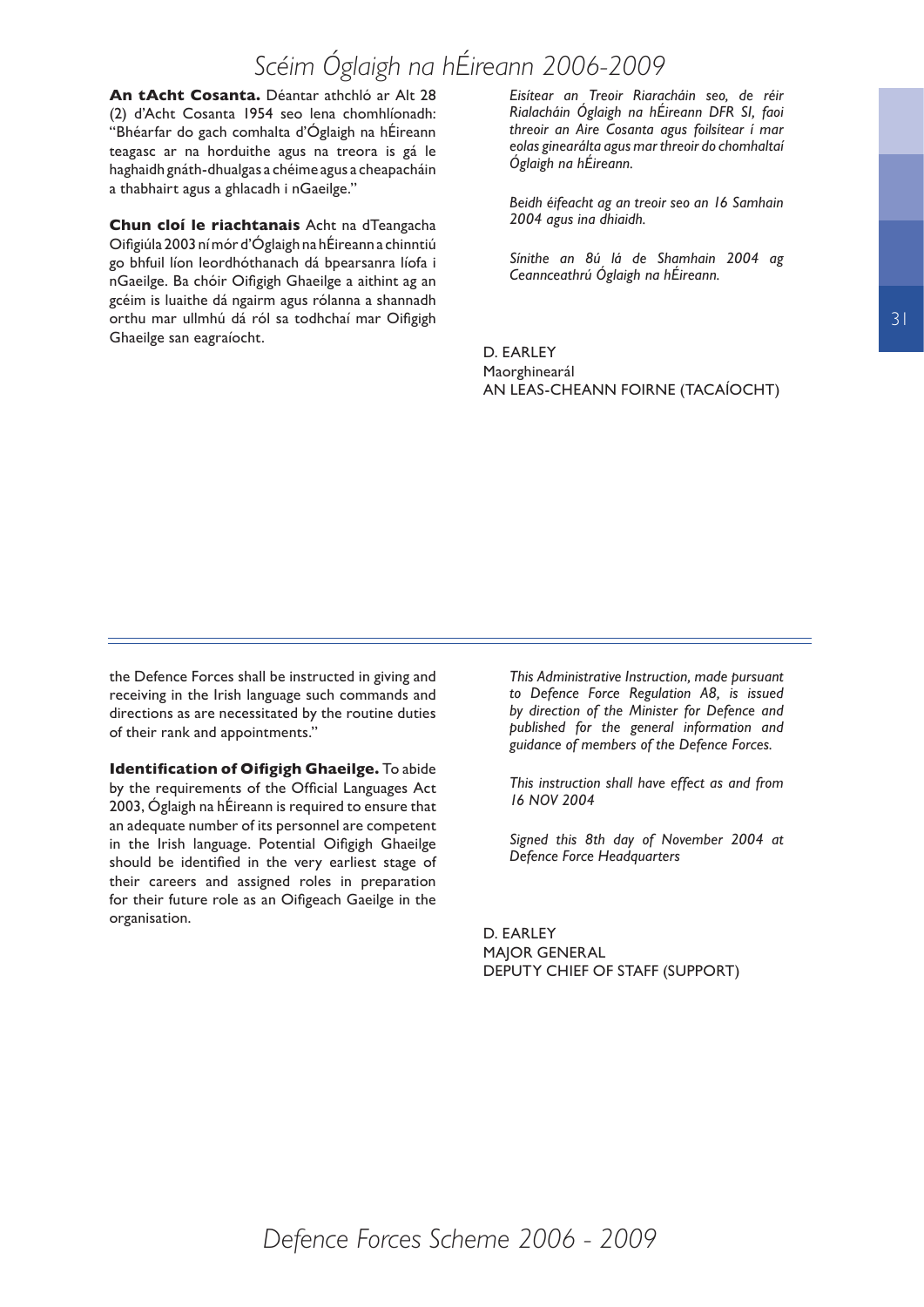**An tAcht Cosanta.** Déantar athchló ar Alt 28 (2) d'Acht Cosanta 1954 seo lena chomhlíonadh: "Bhéarfar do gach comhalta d'Óglaigh na hÉireann teagasc ar na horduithe agus na treora is gá le haghaidh gnáth-dhualgas a chéime agus a cheapacháin a thabhairt agus a ghlacadh i nGaeilge."

**Chun cloí le riachtanais** Acht na dTeangacha Oifigiúla 2003 ní mór d'Óglaigh na hÉireann a chinntiú go bhfuil líon leordhóthanach dá bpearsanra líofa i nGaeilge. Ba chóir Oifigigh Ghaeilge a aithint ag an gcéim is luaithe dá ngairm agus rólanna a shannadh orthu mar ullmhú dá ról sa todhchaí mar Oifigigh Ghaeilge san eagraíocht.

*Eisítear an Treoir Riaracháin seo, de réir Rialacháin Óglaigh na hÉireann DFR SI, faoi threoir an Aire Cosanta agus foilsítear í mar eolas ginearálta agus mar threoir do chomhaltaí Óglaigh na hÉireann.*

*Beidh éifeacht ag an treoir seo an 16 Samhain 2004 agus ina dhiaidh.*

*Sínithe an 8ú lá de Shamhain 2004 ag Ceannceathrú Óglaigh na hÉireann.*

D. EARLEY
Maorghinearál
AN LEAS-CHEANN FOIRNE (TACAÍOCHT)

---

the Defence Forces shall be instructed in giving and receiving in the Irish language such commands and directions as are necessitated by the routine duties of their rank and appointments."

**Identification of Oifigigh Ghaeilge.** To abide by the requirements of the Official Languages Act 2003, Óglaigh na hÉireann is required to ensure that an adequate number of its personnel are competent in the Irish language. Potential Oifigigh Ghaeilge should be identified in the very earliest stage of their careers and assigned roles in preparation for their future role as an Oifigeach Gaeilge in the organisation.

*This Administrative Instruction, made pursuant to Defence Force Regulation A8, is issued by direction of the Minister for Defence and published for the general information and guidance of members of the Defence Forces.*

*This instruction shall have effect as and from 16 NOV 2004*

*Signed this 8th day of November 2004 at Defence Force Headquarters*

D. EARLEY
MAJOR GENERAL
DEPUTY CHIEF OF STAFF (SUPPORT)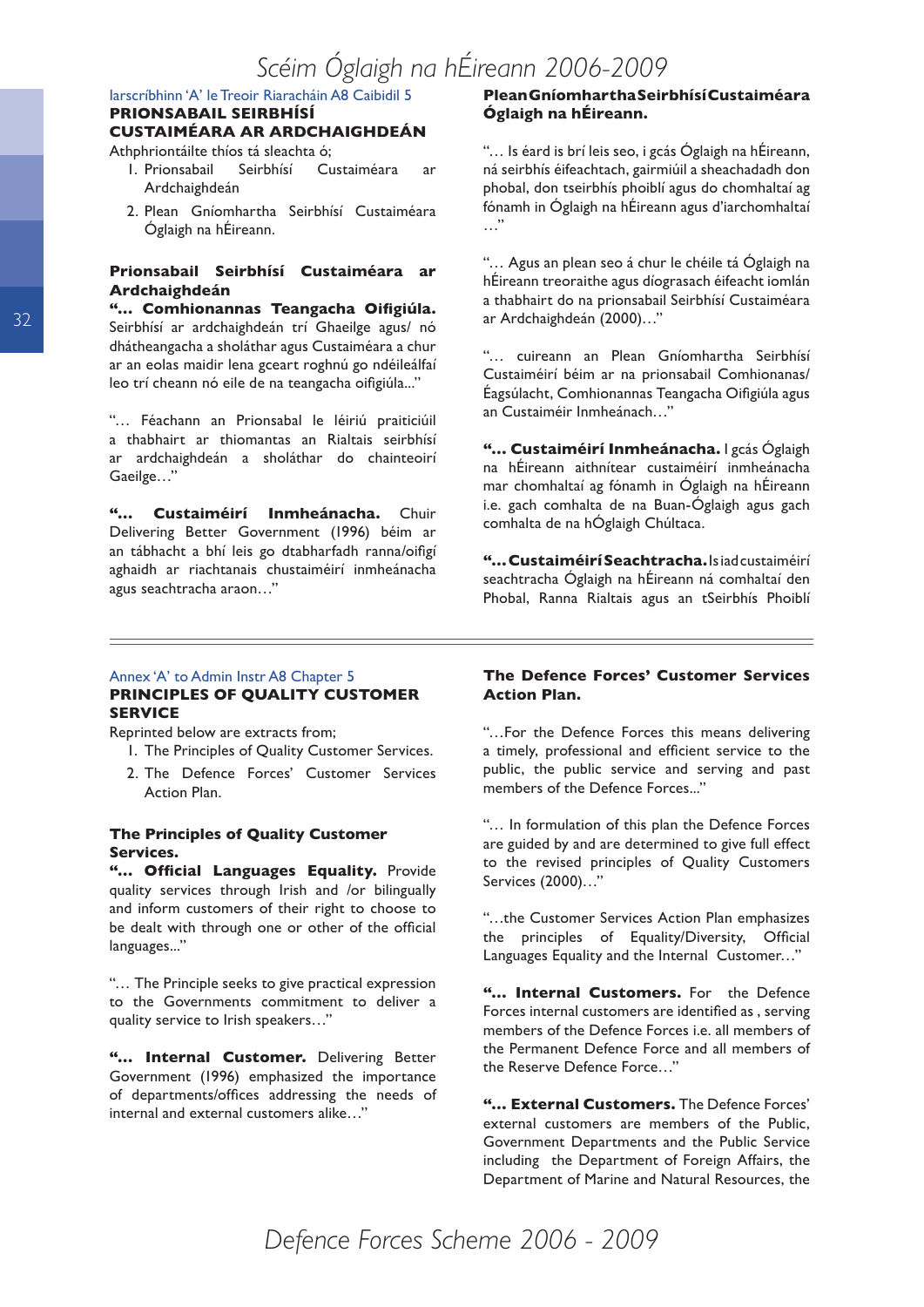Iarscríbhinn 'A' le Treoir Riaracháin A8 Caibidil 5

**PRIONSABAIL SEIRBHÍSÍ CUSTAIMÉARA AR ARDCHAIGHDEÁN**

Athphriontáilte thíos tá sleachta ó;

1. Prionsabail Seirbhísí Custaiméara ar Ardchaighdeán
2. Plean Gníomhartha Seirbhísí Custaiméara Óglaigh na hÉireann.

**Prionsabail Seirbhísí Custaiméara ar Ardchaighdeán**

**"... Comhionannas Teangacha Oifigiúla.** Seirbhísí ar ardchaighdeán trí Ghaeilge agus/ nó dhátheangacha a sholáthar agus Custaiméara a chur ar an eolas maidir lena gceart roghnú go ndéileálfaí leo trí cheann nó eile de na teangacha oifigiúla..."

"… Féachann an Prionsabal le léiriú praiticiúil a thabhairt ar thiomantas an Rialtais seirbhísí ar ardchaighdeán a sholáthar do chainteoirí Gaeilge…"

**"… Custaiméirí Inmheánacha.** Chuir Delivering Better Government (1996) béim ar an tábhacht a bhí leis go dtabharfadh ranna/oifigí aghaidh ar riachtanais chustaiméirí inmheánacha agus seachtracha araon…"

**Plean Gníomhartha Seirbhísí Custaiméara Óglaigh na hÉireann.**

"… Is éard is brí leis seo, i gcás Óglaigh na hÉireann, ná seirbhís éifeachtach, gairmiúil a sheachadadh don phobal, don tseirbhís phoiblí agus do chomhaltaí ag fónamh in Óglaigh na hÉireann agus d'iarchomhaltaí …"

"… Agus an plean seo á chur le chéile tá Óglaigh na hÉireann treoraithe agus díograsach éifeacht iomlán a thabhairt do na prionsabail Seirbhísí Custaiméara ar Ardchaighdeán (2000)…"

"… cuireann an Plean Gníomhartha Seirbhísí Custaiméirí béim ar na prionsabail Comhionannas/ Éagsúlacht, Comhionannas Teangacha Oifigiúla agus an Custaiméir Inmheánach…"

**"… Custaiméirí Inmheánacha.** I gcás Óglaigh na hÉireann aithnítear custaiméirí inmheánacha mar chomhaltaí ag fónamh in Óglaigh na hÉireann i.e. gach comhalta de na Buan-Óglaigh agus gach comhalta de na hÓglaigh Chúltaca.

**"… Custaiméirí Seachtracha.** Is iad custaiméirí seachtracha Óglaigh na hÉireann ná comhaltaí den Phobal, Ranna Rialtais agus an tSeirbhís Phoiblí

---

Annex 'A' to Admin Instr A8 Chapter 5

**PRINCIPLES OF QUALITY CUSTOMER SERVICE**

Reprinted below are extracts from;

1. The Principles of Quality Customer Services.
2. The Defence Forces' Customer Services Action Plan.

**The Principles of Quality Customer Services.**

**"… Official Languages Equality.** Provide quality services through Irish and /or bilingually and inform customers of their right to choose to be dealt with through one or other of the official languages..."

"… The Principle seeks to give practical expression to the Governments commitment to deliver a quality service to Irish speakers…"

**"… Internal Customer.** Delivering Better Government (1996) emphasized the importance of departments/offices addressing the needs of internal and external customers alike…"

**The Defence Forces' Customer Services Action Plan.**

"…For the Defence Forces this means delivering a timely, professional and efficient service to the public, the public service and serving and past members of the Defence Forces..."

"… In formulation of this plan the Defence Forces are guided by and are determined to give full effect to the revised principles of Quality Customers Services (2000)…"

"…the Customer Services Action Plan emphasizes the principles of Equality/Diversity, Official Languages Equality and the Internal Customer…"

**"… Internal Customers.** For the Defence Forces internal customers are identified as , serving members of the Defence Forces i.e. all members of the Permanent Defence Force and all members of the Reserve Defence Force…"

**"… External Customers.** The Defence Forces' external customers are members of the Public, Government Departments and the Public Service including the Department of Foreign Affairs, the Department of Marine and Natural Resources, the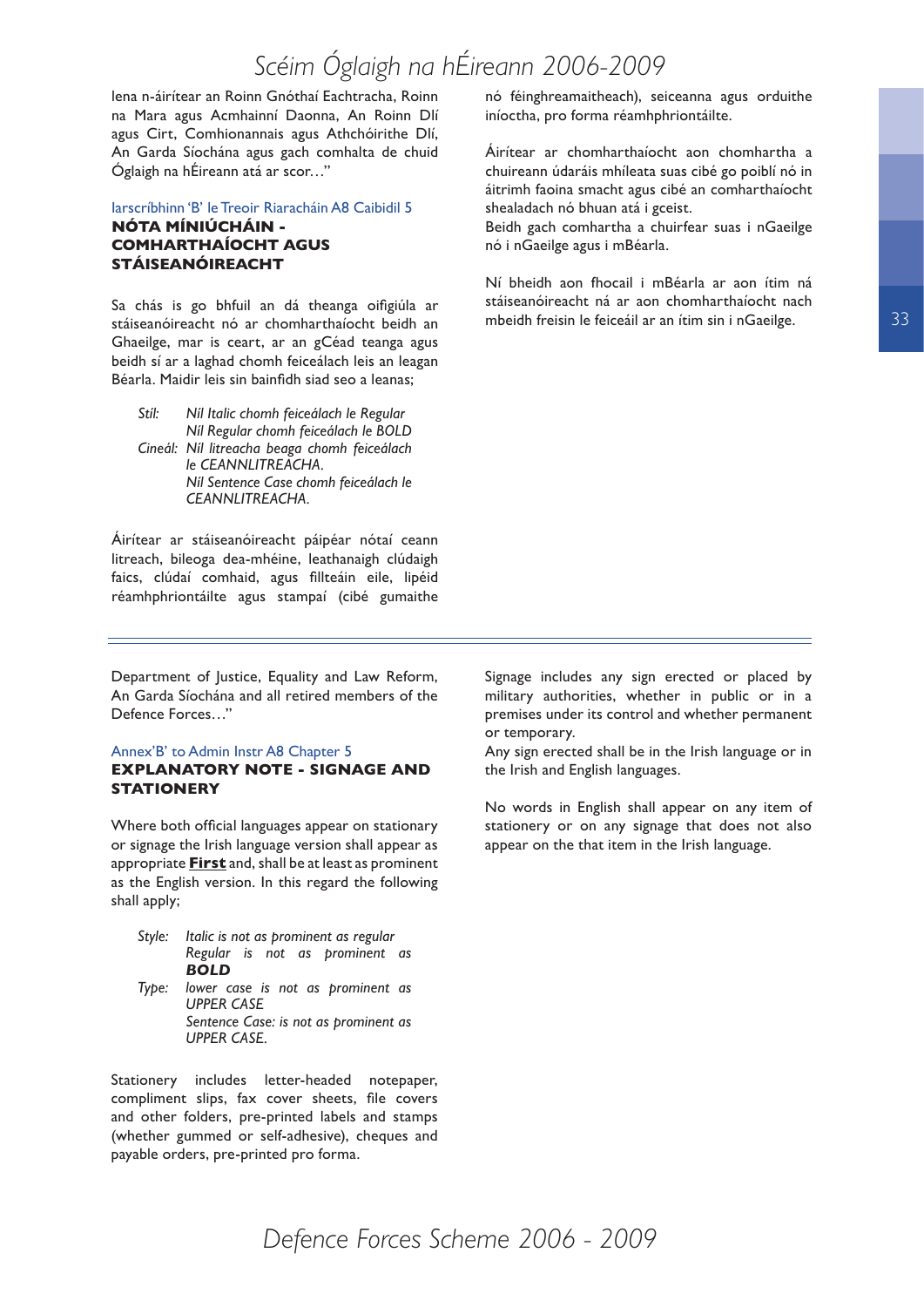Iena n-áirítear an Roinn Gnóthaí Eachtracha, Roinn na Mara agus Acmhainní Daonna, An Roinn Dlí agus Cirt, Comhionannais agus Athchóirithe Dlí, An Garda Síochána agus gach comhalta de chuid Óglaigh na hÉireann atá ar scor…"

Iarscríbhinn 'B' le Treoir Riaracháin A8 Caibidil 5

### NÓTA MÍNIÚCHÁIN - COMHARTHAÍOCHT AGUS STÁISEANÓIREACHT

Sa chás is go bhfuil an dá theanga oifigiúla ar stáiseanóireacht nó ar chomharthaíocht beidh an Ghaeilge, mar is ceart, ar an gCéad teanga agus beidh sí ar a laghad chomh feiceálach leis an leagan Béarla. Maidir leis sin bainfidh siad seo a leanas;

*Stíl:* *Níl Italic chomh feiceálach le Regular*
*Níl Regular chomh feiceálach le BOLD*
*Cineál:* *Níl litreacha beaga chomh feiceálach le CEANNLITREACHA.*
*Níl Sentence Case chomh feiceálach le CEANNLITREACHA.*

Áirítear ar stáiseanóireacht páipéar nótaí ceann litreach, bileoga dea-mhéine, leathanaigh clúdaigh faics, clúdaí comhaid, agus fillteáin eile, lipéid réamhphriontáilte agus stampaí (cibé gumaithe nó féinghreamaitheach), seiceanna agus orduithe iníoctha, pro forma réamhphriontáilte.

Áirítear ar chomharthaíocht aon chomhartha a chuireann údaráis mhíleata suas cibé go poiblí nó in áitrimh faoina smacht agus cibé an comharthaíocht shealadach nó bhuan atá i gceist.
Beidh gach comhartha a chuirfear suas i nGaeilge nó i nGaeilge agus i mBéarla.

Ní bheidh aon fhocail i mBéarla ar aon ítim ná stáiseanóireacht ná ar aon chomharthaíocht nach mbeidh freisin le feiceáil ar an ítim sin i nGaeilge.

---

Department of Justice, Equality and Law Reform, An Garda Síochána and all retired members of the Defence Forces…"

Annex'B' to Admin Instr A8 Chapter 5

### EXPLANATORY NOTE - SIGNAGE AND STATIONERY

Where both official languages appear on stationary or signage the Irish language version shall appear as appropriate **First** and, shall be at least as prominent as the English version. In this regard the following shall apply;

*Style:* *Italic is not as prominent as regular*
*Regular is not as prominent as **BOLD***
*Type:* *lower case is not as prominent as UPPER CASE*
*Sentence Case: is not as prominent as UPPER CASE.*

Stationery includes letter-headed notepaper, compliment slips, fax cover sheets, file covers and other folders, pre-printed labels and stamps (whether gummed or self-adhesive), cheques and payable orders, pre-printed pro forma.

Signage includes any sign erected or placed by military authorities, whether in public or in a premises under its control and whether permanent or temporary.
Any sign erected shall be in the Irish language or in the Irish and English languages.

No words in English shall appear on any item of stationery or on any signage that does not also appear on the that item in the Irish language.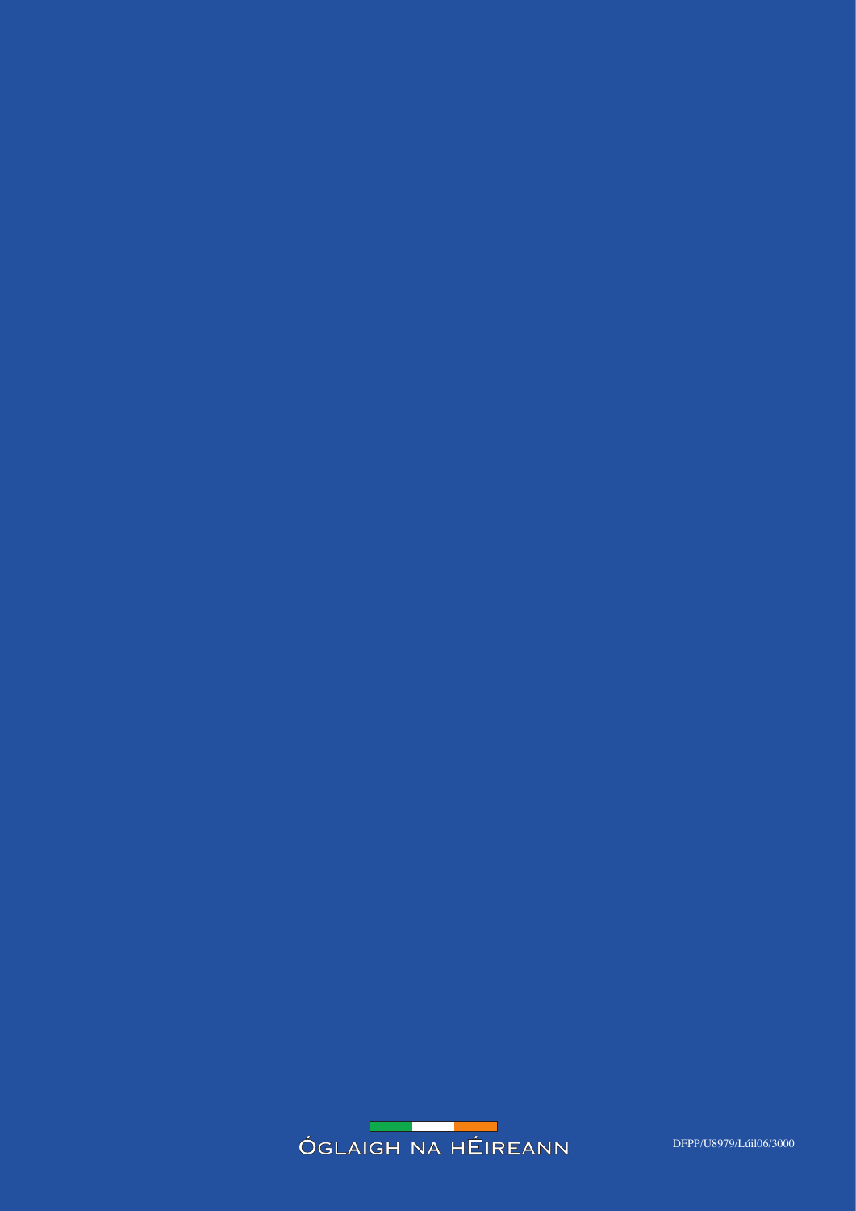ÓGLAIGH NA hÉIREANN

DFPP/U8979/Lúil06/3000